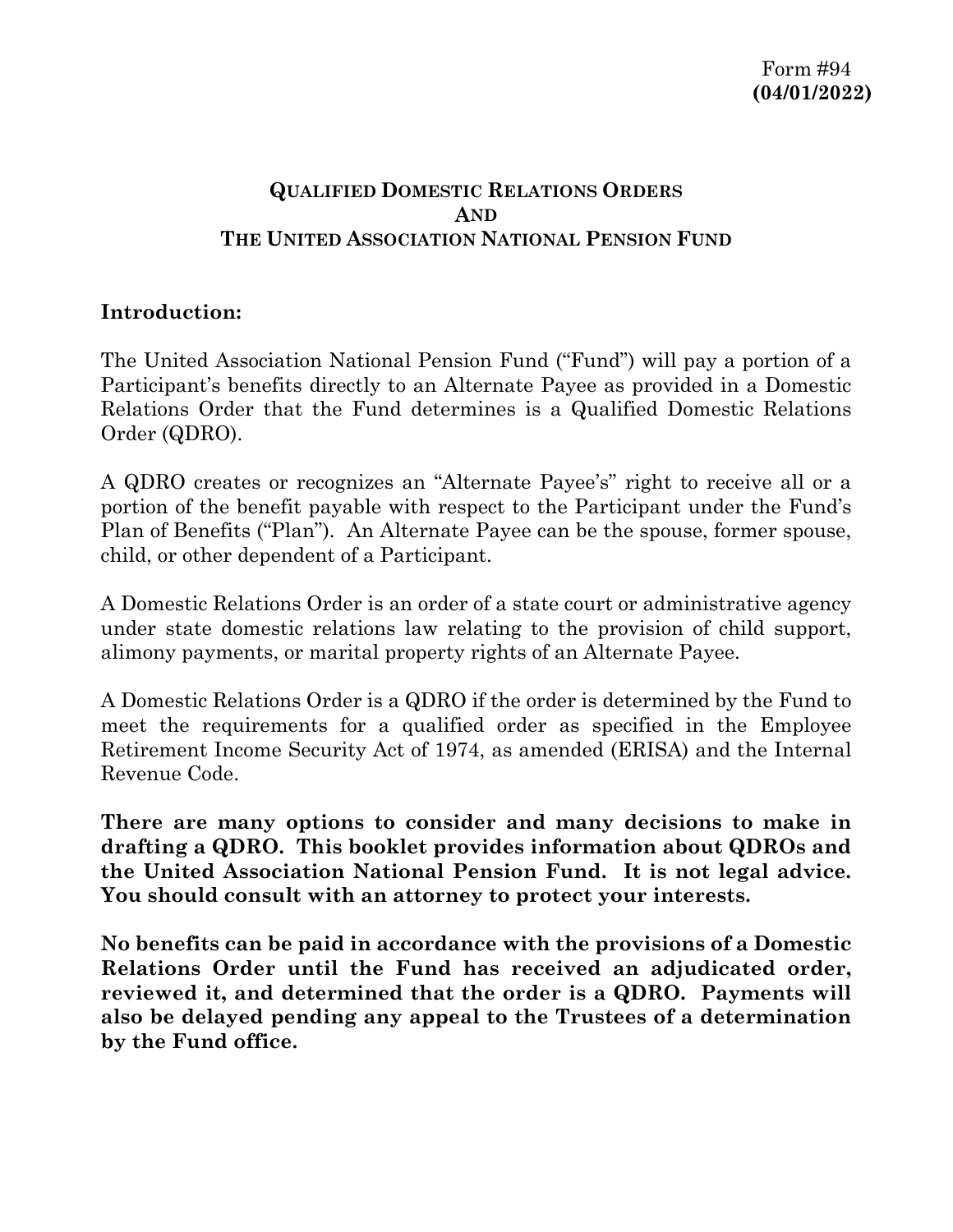Form #94
**(04/01/2022)**

# QUALIFIED DOMESTIC RELATIONS ORDERS AND THE UNITED ASSOCIATION NATIONAL PENSION FUND

**Introduction:**

The United Association National Pension Fund ("Fund") will pay a portion of a Participant's benefits directly to an Alternate Payee as provided in a Domestic Relations Order that the Fund determines is a Qualified Domestic Relations Order (QDRO).

A QDRO creates or recognizes an "Alternate Payee's" right to receive all or a portion of the benefit payable with respect to the Participant under the Fund's Plan of Benefits ("Plan"). An Alternate Payee can be the spouse, former spouse, child, or other dependent of a Participant.

A Domestic Relations Order is an order of a state court or administrative agency under state domestic relations law relating to the provision of child support, alimony payments, or marital property rights of an Alternate Payee.

A Domestic Relations Order is a QDRO if the order is determined by the Fund to meet the requirements for a qualified order as specified in the Employee Retirement Income Security Act of 1974, as amended (ERISA) and the Internal Revenue Code.

**There are many options to consider and many decisions to make in drafting a QDRO. This booklet provides information about QDROs and the United Association National Pension Fund. It is not legal advice. You should consult with an attorney to protect your interests.**

**No benefits can be paid in accordance with the provisions of a Domestic Relations Order until the Fund has received an adjudicated order, reviewed it, and determined that the order is a QDRO. Payments will also be delayed pending any appeal to the Trustees of a determination by the Fund office.**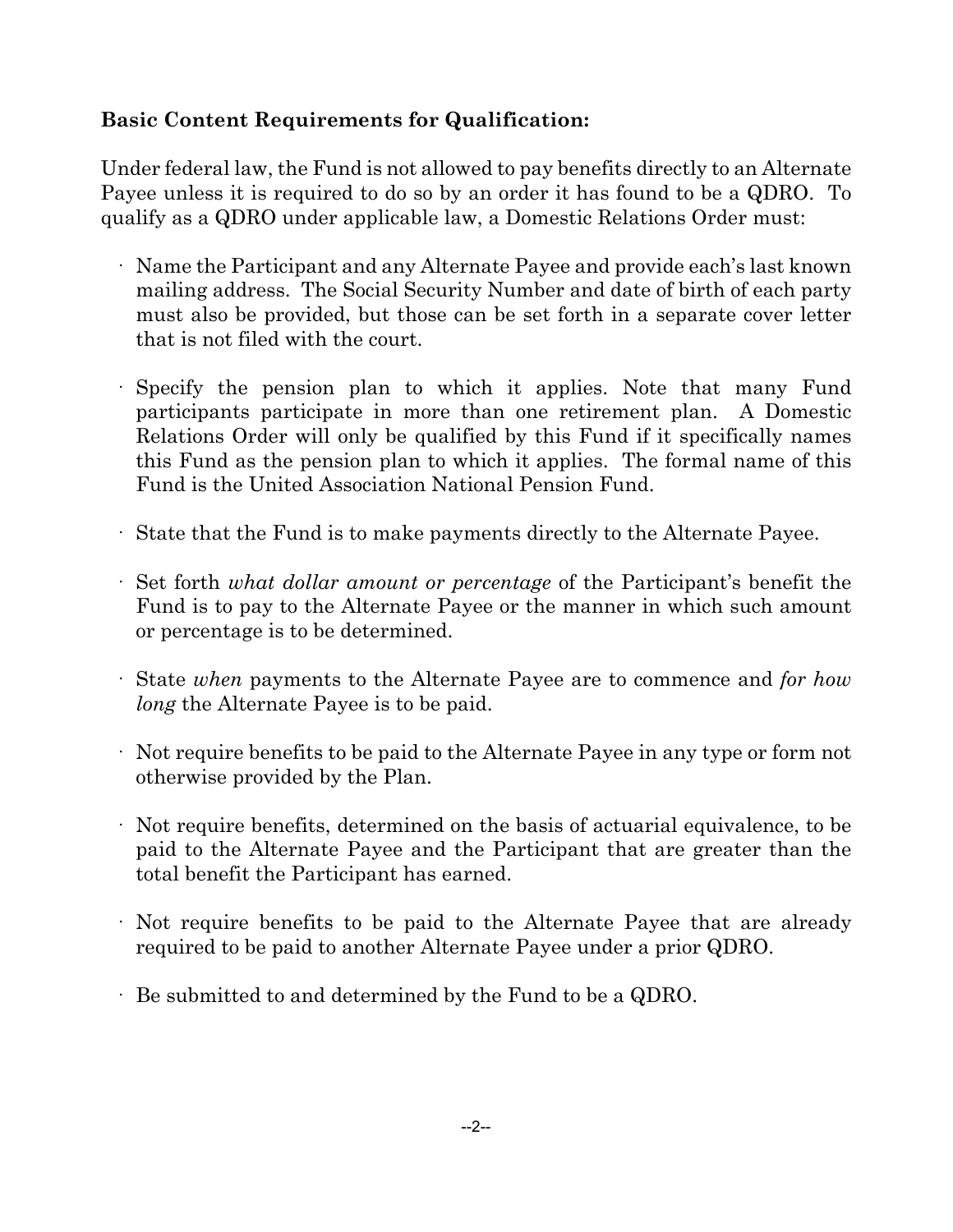**Basic Content Requirements for Qualification:**

Under federal law, the Fund is not allowed to pay benefits directly to an Alternate Payee unless it is required to do so by an order it has found to be a QDRO. To qualify as a QDRO under applicable law, a Domestic Relations Order must:

- Name the Participant and any Alternate Payee and provide each's last known mailing address. The Social Security Number and date of birth of each party must also be provided, but those can be set forth in a separate cover letter that is not filed with the court.

- Specify the pension plan to which it applies. Note that many Fund participants participate in more than one retirement plan. A Domestic Relations Order will only be qualified by this Fund if it specifically names this Fund as the pension plan to which it applies. The formal name of this Fund is the United Association National Pension Fund.

- State that the Fund is to make payments directly to the Alternate Payee.

- Set forth *what dollar amount or percentage* of the Participant's benefit the Fund is to pay to the Alternate Payee or the manner in which such amount or percentage is to be determined.

- State *when* payments to the Alternate Payee are to commence and *for how long* the Alternate Payee is to be paid.

- Not require benefits to be paid to the Alternate Payee in any type or form not otherwise provided by the Plan.

- Not require benefits, determined on the basis of actuarial equivalence, to be paid to the Alternate Payee and the Participant that are greater than the total benefit the Participant has earned.

- Not require benefits to be paid to the Alternate Payee that are already required to be paid to another Alternate Payee under a prior QDRO.

- Be submitted to and determined by the Fund to be a QDRO.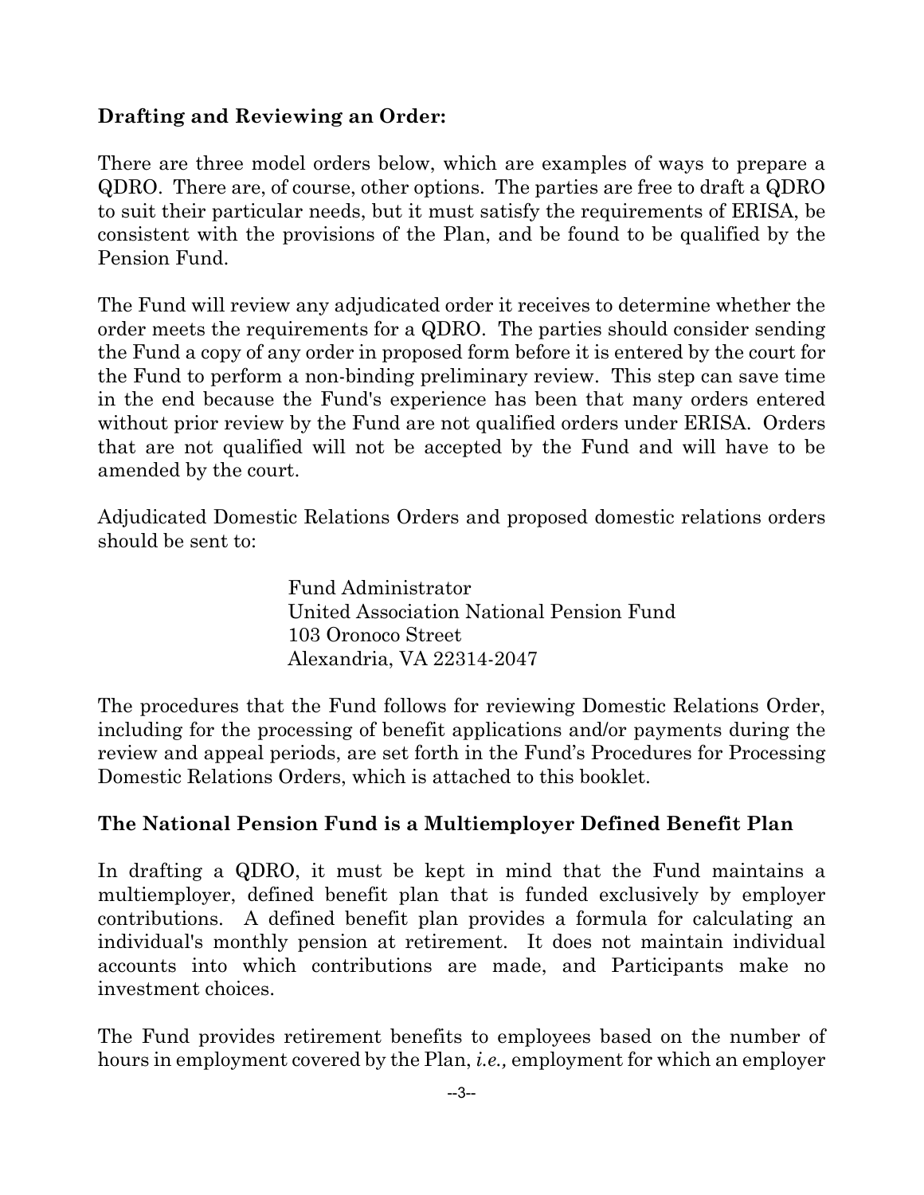**Drafting and Reviewing an Order:**

There are three model orders below, which are examples of ways to prepare a QDRO. There are, of course, other options. The parties are free to draft a QDRO to suit their particular needs, but it must satisfy the requirements of ERISA, be consistent with the provisions of the Plan, and be found to be qualified by the Pension Fund.

The Fund will review any adjudicated order it receives to determine whether the order meets the requirements for a QDRO. The parties should consider sending the Fund a copy of any order in proposed form before it is entered by the court for the Fund to perform a non-binding preliminary review. This step can save time in the end because the Fund's experience has been that many orders entered without prior review by the Fund are not qualified orders under ERISA. Orders that are not qualified will not be accepted by the Fund and will have to be amended by the court.

Adjudicated Domestic Relations Orders and proposed domestic relations orders should be sent to:

> Fund Administrator
> United Association National Pension Fund
> 103 Oronoco Street
> Alexandria, VA 22314-2047

The procedures that the Fund follows for reviewing Domestic Relations Order, including for the processing of benefit applications and/or payments during the review and appeal periods, are set forth in the Fund's Procedures for Processing Domestic Relations Orders, which is attached to this booklet.

**The National Pension Fund is a Multiemployer Defined Benefit Plan**

In drafting a QDRO, it must be kept in mind that the Fund maintains a multiemployer, defined benefit plan that is funded exclusively by employer contributions. A defined benefit plan provides a formula for calculating an individual's monthly pension at retirement. It does not maintain individual accounts into which contributions are made, and Participants make no investment choices.

The Fund provides retirement benefits to employees based on the number of hours in employment covered by the Plan, *i.e.,* employment for which an employer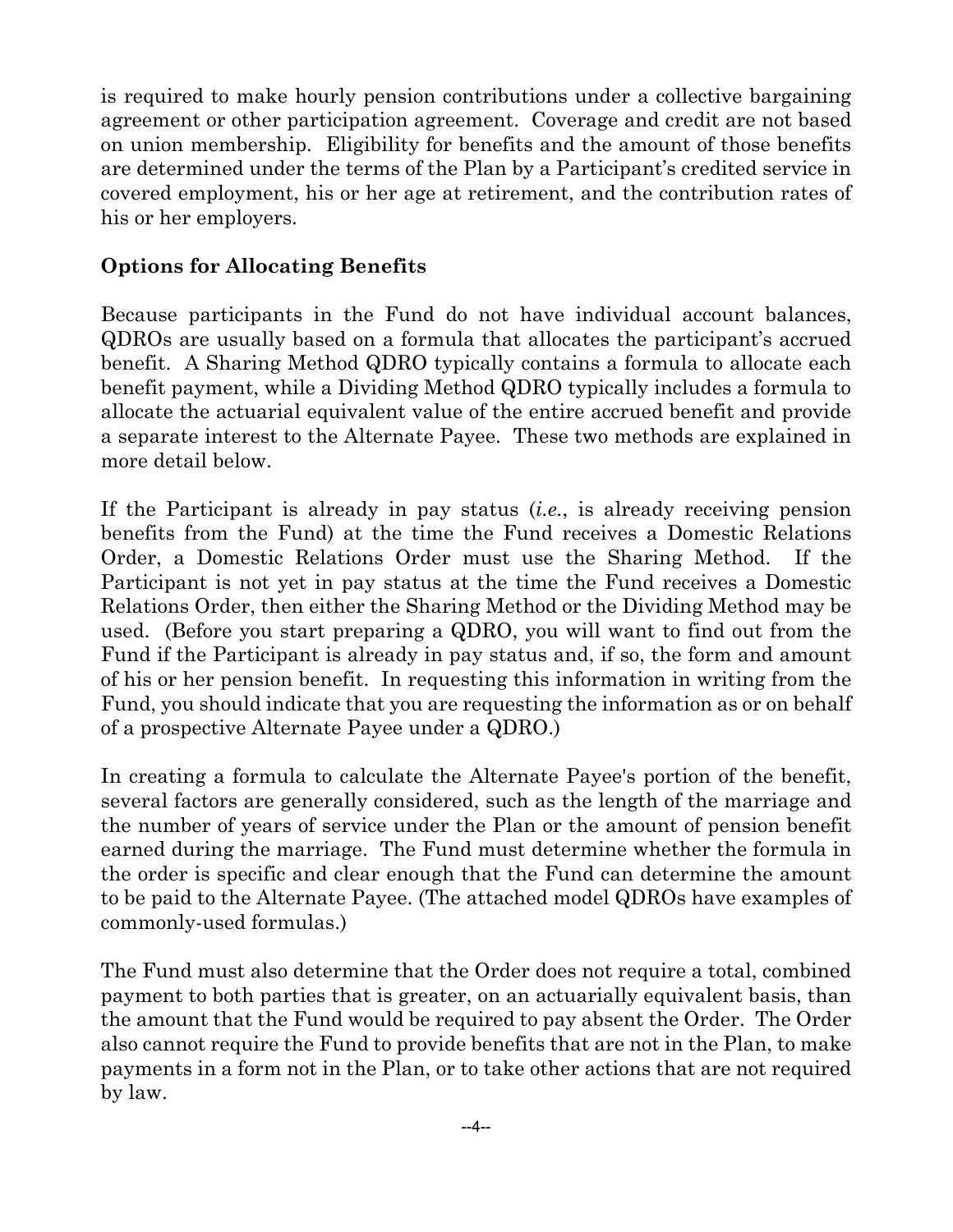is required to make hourly pension contributions under a collective bargaining agreement or other participation agreement. Coverage and credit are not based on union membership. Eligibility for benefits and the amount of those benefits are determined under the terms of the Plan by a Participant's credited service in covered employment, his or her age at retirement, and the contribution rates of his or her employers.

## Options for Allocating Benefits

Because participants in the Fund do not have individual account balances, QDROs are usually based on a formula that allocates the participant's accrued benefit. A Sharing Method QDRO typically contains a formula to allocate each benefit payment, while a Dividing Method QDRO typically includes a formula to allocate the actuarial equivalent value of the entire accrued benefit and provide a separate interest to the Alternate Payee. These two methods are explained in more detail below.

If the Participant is already in pay status (*i.e.*, is already receiving pension benefits from the Fund) at the time the Fund receives a Domestic Relations Order, a Domestic Relations Order must use the Sharing Method. If the Participant is not yet in pay status at the time the Fund receives a Domestic Relations Order, then either the Sharing Method or the Dividing Method may be used. (Before you start preparing a QDRO, you will want to find out from the Fund if the Participant is already in pay status and, if so, the form and amount of his or her pension benefit. In requesting this information in writing from the Fund, you should indicate that you are requesting the information as or on behalf of a prospective Alternate Payee under a QDRO.)

In creating a formula to calculate the Alternate Payee's portion of the benefit, several factors are generally considered, such as the length of the marriage and the number of years of service under the Plan or the amount of pension benefit earned during the marriage. The Fund must determine whether the formula in the order is specific and clear enough that the Fund can determine the amount to be paid to the Alternate Payee. (The attached model QDROs have examples of commonly-used formulas.)

The Fund must also determine that the Order does not require a total, combined payment to both parties that is greater, on an actuarially equivalent basis, than the amount that the Fund would be required to pay absent the Order. The Order also cannot require the Fund to provide benefits that are not in the Plan, to make payments in a form not in the Plan, or to take other actions that are not required by law.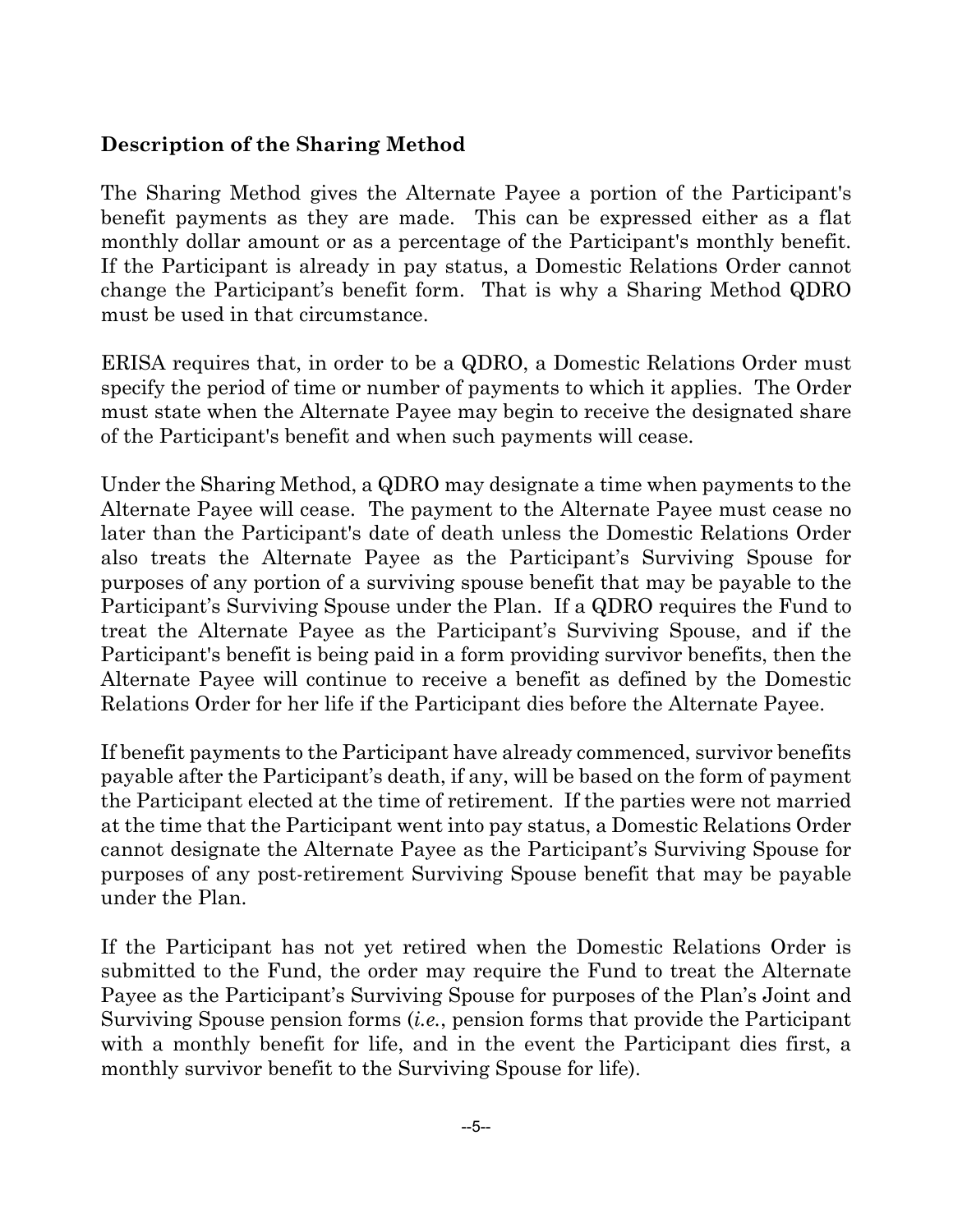## Description of the Sharing Method

The Sharing Method gives the Alternate Payee a portion of the Participant's benefit payments as they are made. This can be expressed either as a flat monthly dollar amount or as a percentage of the Participant's monthly benefit. If the Participant is already in pay status, a Domestic Relations Order cannot change the Participant's benefit form. That is why a Sharing Method QDRO must be used in that circumstance.

ERISA requires that, in order to be a QDRO, a Domestic Relations Order must specify the period of time or number of payments to which it applies. The Order must state when the Alternate Payee may begin to receive the designated share of the Participant's benefit and when such payments will cease.

Under the Sharing Method, a QDRO may designate a time when payments to the Alternate Payee will cease. The payment to the Alternate Payee must cease no later than the Participant's date of death unless the Domestic Relations Order also treats the Alternate Payee as the Participant's Surviving Spouse for purposes of any portion of a surviving spouse benefit that may be payable to the Participant's Surviving Spouse under the Plan. If a QDRO requires the Fund to treat the Alternate Payee as the Participant's Surviving Spouse, and if the Participant's benefit is being paid in a form providing survivor benefits, then the Alternate Payee will continue to receive a benefit as defined by the Domestic Relations Order for her life if the Participant dies before the Alternate Payee.

If benefit payments to the Participant have already commenced, survivor benefits payable after the Participant's death, if any, will be based on the form of payment the Participant elected at the time of retirement. If the parties were not married at the time that the Participant went into pay status, a Domestic Relations Order cannot designate the Alternate Payee as the Participant's Surviving Spouse for purposes of any post-retirement Surviving Spouse benefit that may be payable under the Plan.

If the Participant has not yet retired when the Domestic Relations Order is submitted to the Fund, the order may require the Fund to treat the Alternate Payee as the Participant's Surviving Spouse for purposes of the Plan's Joint and Surviving Spouse pension forms (*i.e.*, pension forms that provide the Participant with a monthly benefit for life, and in the event the Participant dies first, a monthly survivor benefit to the Surviving Spouse for life).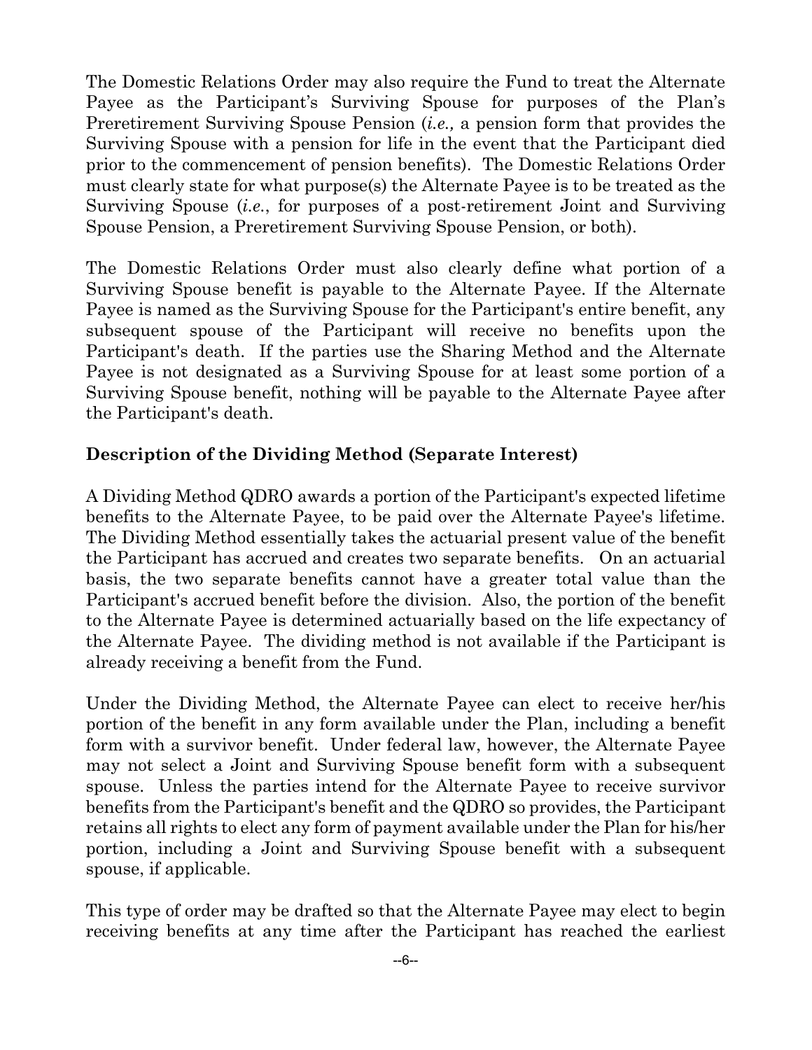The Domestic Relations Order may also require the Fund to treat the Alternate Payee as the Participant's Surviving Spouse for purposes of the Plan's Preretirement Surviving Spouse Pension (*i.e.,* a pension form that provides the Surviving Spouse with a pension for life in the event that the Participant died prior to the commencement of pension benefits). The Domestic Relations Order must clearly state for what purpose(s) the Alternate Payee is to be treated as the Surviving Spouse (*i.e.*, for purposes of a post-retirement Joint and Surviving Spouse Pension, a Preretirement Surviving Spouse Pension, or both).

The Domestic Relations Order must also clearly define what portion of a Surviving Spouse benefit is payable to the Alternate Payee. If the Alternate Payee is named as the Surviving Spouse for the Participant's entire benefit, any subsequent spouse of the Participant will receive no benefits upon the Participant's death. If the parties use the Sharing Method and the Alternate Payee is not designated as a Surviving Spouse for at least some portion of a Surviving Spouse benefit, nothing will be payable to the Alternate Payee after the Participant's death.

**Description of the Dividing Method (Separate Interest)**

A Dividing Method QDRO awards a portion of the Participant's expected lifetime benefits to the Alternate Payee, to be paid over the Alternate Payee's lifetime. The Dividing Method essentially takes the actuarial present value of the benefit the Participant has accrued and creates two separate benefits. On an actuarial basis, the two separate benefits cannot have a greater total value than the Participant's accrued benefit before the division. Also, the portion of the benefit to the Alternate Payee is determined actuarially based on the life expectancy of the Alternate Payee. The dividing method is not available if the Participant is already receiving a benefit from the Fund.

Under the Dividing Method, the Alternate Payee can elect to receive her/his portion of the benefit in any form available under the Plan, including a benefit form with a survivor benefit. Under federal law, however, the Alternate Payee may not select a Joint and Surviving Spouse benefit form with a subsequent spouse. Unless the parties intend for the Alternate Payee to receive survivor benefits from the Participant's benefit and the QDRO so provides, the Participant retains all rights to elect any form of payment available under the Plan for his/her portion, including a Joint and Surviving Spouse benefit with a subsequent spouse, if applicable.

This type of order may be drafted so that the Alternate Payee may elect to begin receiving benefits at any time after the Participant has reached the earliest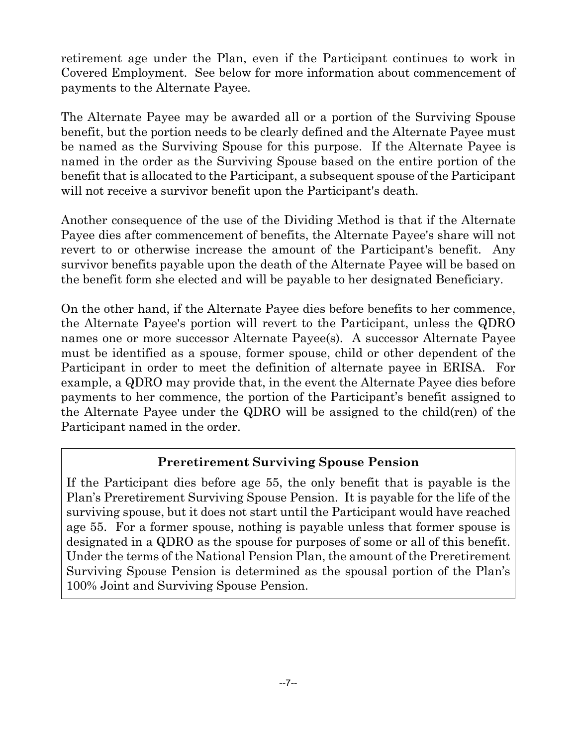retirement age under the Plan, even if the Participant continues to work in Covered Employment. See below for more information about commencement of payments to the Alternate Payee.

The Alternate Payee may be awarded all or a portion of the Surviving Spouse benefit, but the portion needs to be clearly defined and the Alternate Payee must be named as the Surviving Spouse for this purpose. If the Alternate Payee is named in the order as the Surviving Spouse based on the entire portion of the benefit that is allocated to the Participant, a subsequent spouse of the Participant will not receive a survivor benefit upon the Participant's death.

Another consequence of the use of the Dividing Method is that if the Alternate Payee dies after commencement of benefits, the Alternate Payee's share will not revert to or otherwise increase the amount of the Participant's benefit. Any survivor benefits payable upon the death of the Alternate Payee will be based on the benefit form she elected and will be payable to her designated Beneficiary.

On the other hand, if the Alternate Payee dies before benefits to her commence, the Alternate Payee's portion will revert to the Participant, unless the QDRO names one or more successor Alternate Payee(s). A successor Alternate Payee must be identified as a spouse, former spouse, child or other dependent of the Participant in order to meet the definition of alternate payee in ERISA. For example, a QDRO may provide that, in the event the Alternate Payee dies before payments to her commence, the portion of the Participant's benefit assigned to the Alternate Payee under the QDRO will be assigned to the child(ren) of the Participant named in the order.

**Preretirement Surviving Spouse Pension**

If the Participant dies before age 55, the only benefit that is payable is the Plan's Preretirement Surviving Spouse Pension. It is payable for the life of the surviving spouse, but it does not start until the Participant would have reached age 55. For a former spouse, nothing is payable unless that former spouse is designated in a QDRO as the spouse for purposes of some or all of this benefit. Under the terms of the National Pension Plan, the amount of the Preretirement Surviving Spouse Pension is determined as the spousal portion of the Plan's 100% Joint and Surviving Spouse Pension.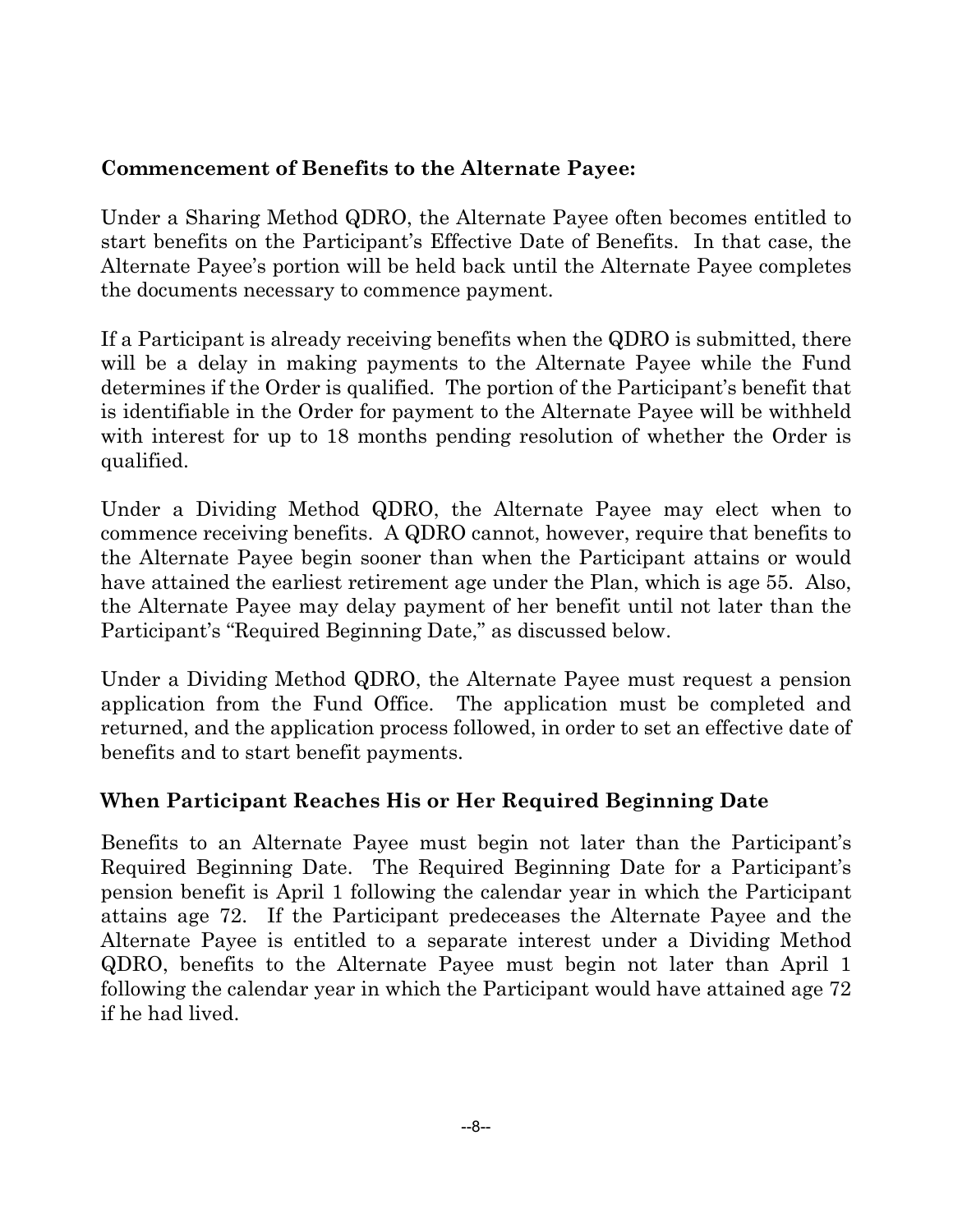## Commencement of Benefits to the Alternate Payee:

Under a Sharing Method QDRO, the Alternate Payee often becomes entitled to start benefits on the Participant's Effective Date of Benefits. In that case, the Alternate Payee's portion will be held back until the Alternate Payee completes the documents necessary to commence payment.

If a Participant is already receiving benefits when the QDRO is submitted, there will be a delay in making payments to the Alternate Payee while the Fund determines if the Order is qualified. The portion of the Participant's benefit that is identifiable in the Order for payment to the Alternate Payee will be withheld with interest for up to 18 months pending resolution of whether the Order is qualified.

Under a Dividing Method QDRO, the Alternate Payee may elect when to commence receiving benefits. A QDRO cannot, however, require that benefits to the Alternate Payee begin sooner than when the Participant attains or would have attained the earliest retirement age under the Plan, which is age 55. Also, the Alternate Payee may delay payment of her benefit until not later than the Participant's "Required Beginning Date," as discussed below.

Under a Dividing Method QDRO, the Alternate Payee must request a pension application from the Fund Office. The application must be completed and returned, and the application process followed, in order to set an effective date of benefits and to start benefit payments.

## When Participant Reaches His or Her Required Beginning Date

Benefits to an Alternate Payee must begin not later than the Participant's Required Beginning Date. The Required Beginning Date for a Participant's pension benefit is April 1 following the calendar year in which the Participant attains age 72. If the Participant predeceases the Alternate Payee and the Alternate Payee is entitled to a separate interest under a Dividing Method QDRO, benefits to the Alternate Payee must begin not later than April 1 following the calendar year in which the Participant would have attained age 72 if he had lived.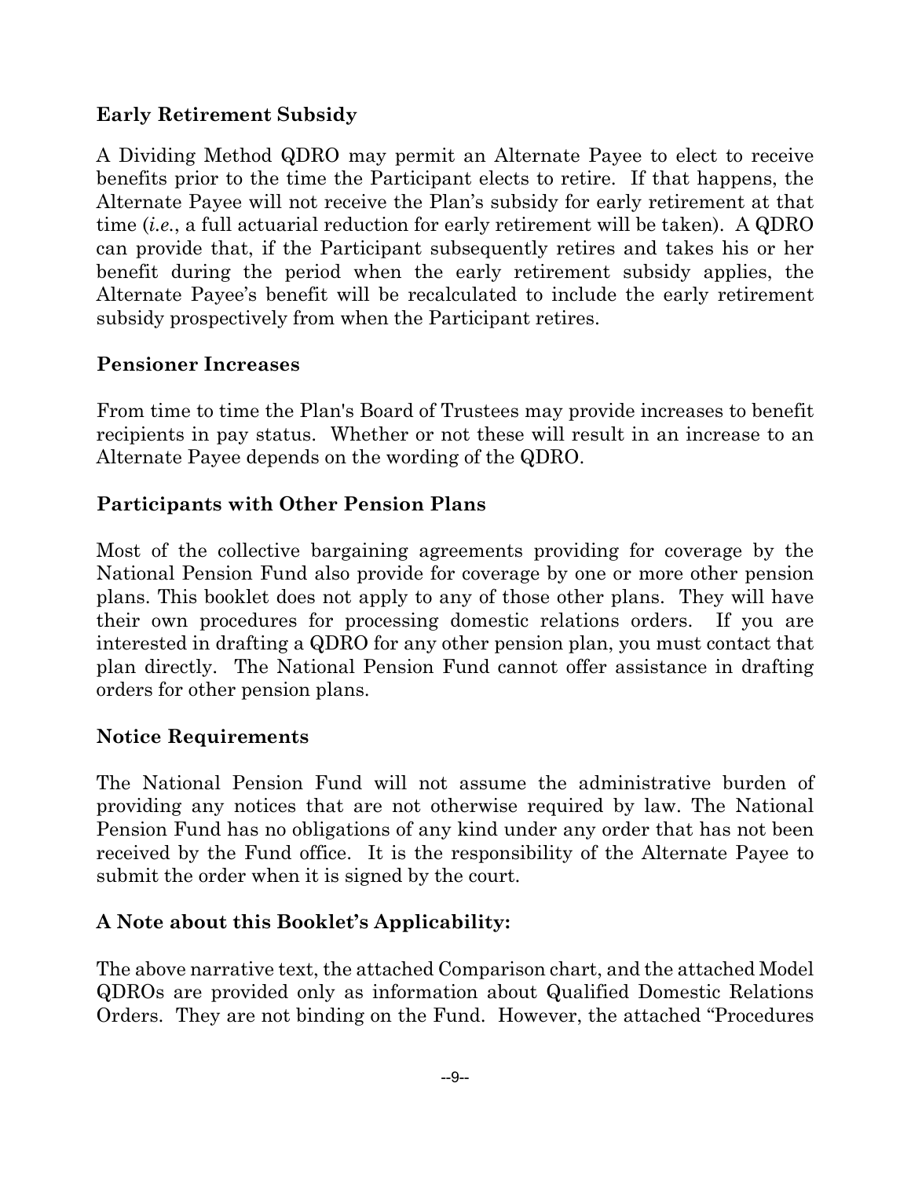## Early Retirement Subsidy

A Dividing Method QDRO may permit an Alternate Payee to elect to receive benefits prior to the time the Participant elects to retire. If that happens, the Alternate Payee will not receive the Plan's subsidy for early retirement at that time (*i.e.*, a full actuarial reduction for early retirement will be taken). A QDRO can provide that, if the Participant subsequently retires and takes his or her benefit during the period when the early retirement subsidy applies, the Alternate Payee's benefit will be recalculated to include the early retirement subsidy prospectively from when the Participant retires.

## Pensioner Increases

From time to time the Plan's Board of Trustees may provide increases to benefit recipients in pay status. Whether or not these will result in an increase to an Alternate Payee depends on the wording of the QDRO.

## Participants with Other Pension Plans

Most of the collective bargaining agreements providing for coverage by the National Pension Fund also provide for coverage by one or more other pension plans. This booklet does not apply to any of those other plans. They will have their own procedures for processing domestic relations orders. If you are interested in drafting a QDRO for any other pension plan, you must contact that plan directly. The National Pension Fund cannot offer assistance in drafting orders for other pension plans.

## Notice Requirements

The National Pension Fund will not assume the administrative burden of providing any notices that are not otherwise required by law. The National Pension Fund has no obligations of any kind under any order that has not been received by the Fund office. It is the responsibility of the Alternate Payee to submit the order when it is signed by the court.

## A Note about this Booklet's Applicability:

The above narrative text, the attached Comparison chart, and the attached Model QDROs are provided only as information about Qualified Domestic Relations Orders. They are not binding on the Fund. However, the attached "Procedures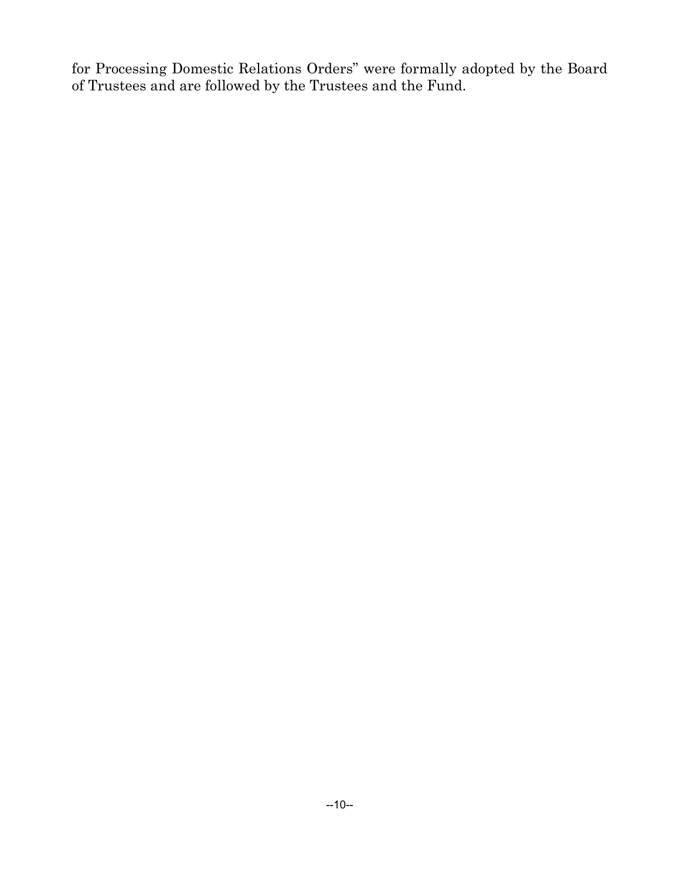for Processing Domestic Relations Orders" were formally adopted by the Board of Trustees and are followed by the Trustees and the Fund.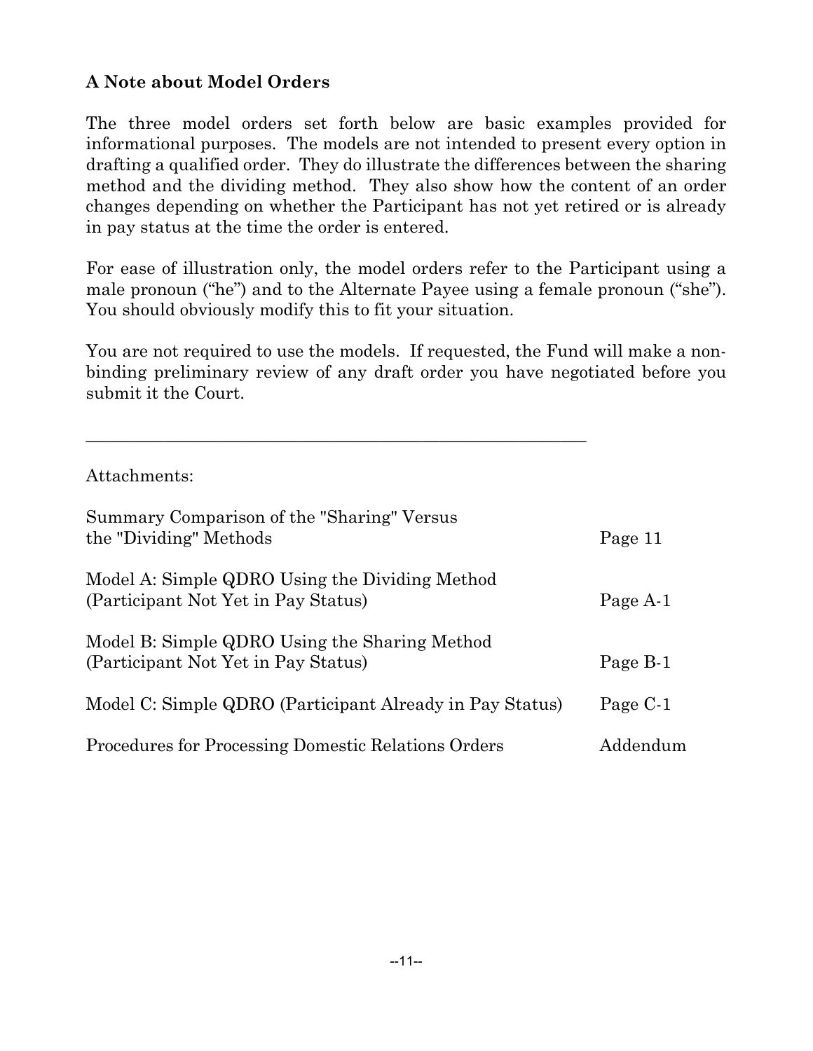### A Note about Model Orders

The three model orders set forth below are basic examples provided for informational purposes. The models are not intended to present every option in drafting a qualified order. They do illustrate the differences between the sharing method and the dividing method. They also show how the content of an order changes depending on whether the Participant has not yet retired or is already in pay status at the time the order is entered.

For ease of illustration only, the model orders refer to the Participant using a male pronoun ("he") and to the Alternate Payee using a female pronoun ("she"). You should obviously modify this to fit your situation.

You are not required to use the models. If requested, the Fund will make a non-binding preliminary review of any draft order you have negotiated before you submit it the Court.

---

Attachments:

| | |
|---|---|
| Summary Comparison of the "Sharing" Versus the "Dividing" Methods | Page 11 |
| Model A: Simple QDRO Using the Dividing Method (Participant Not Yet in Pay Status) | Page A-1 |
| Model B: Simple QDRO Using the Sharing Method (Participant Not Yet in Pay Status) | Page B-1 |
| Model C: Simple QDRO (Participant Already in Pay Status) | Page C-1 |
| Procedures for Processing Domestic Relations Orders | Addendum |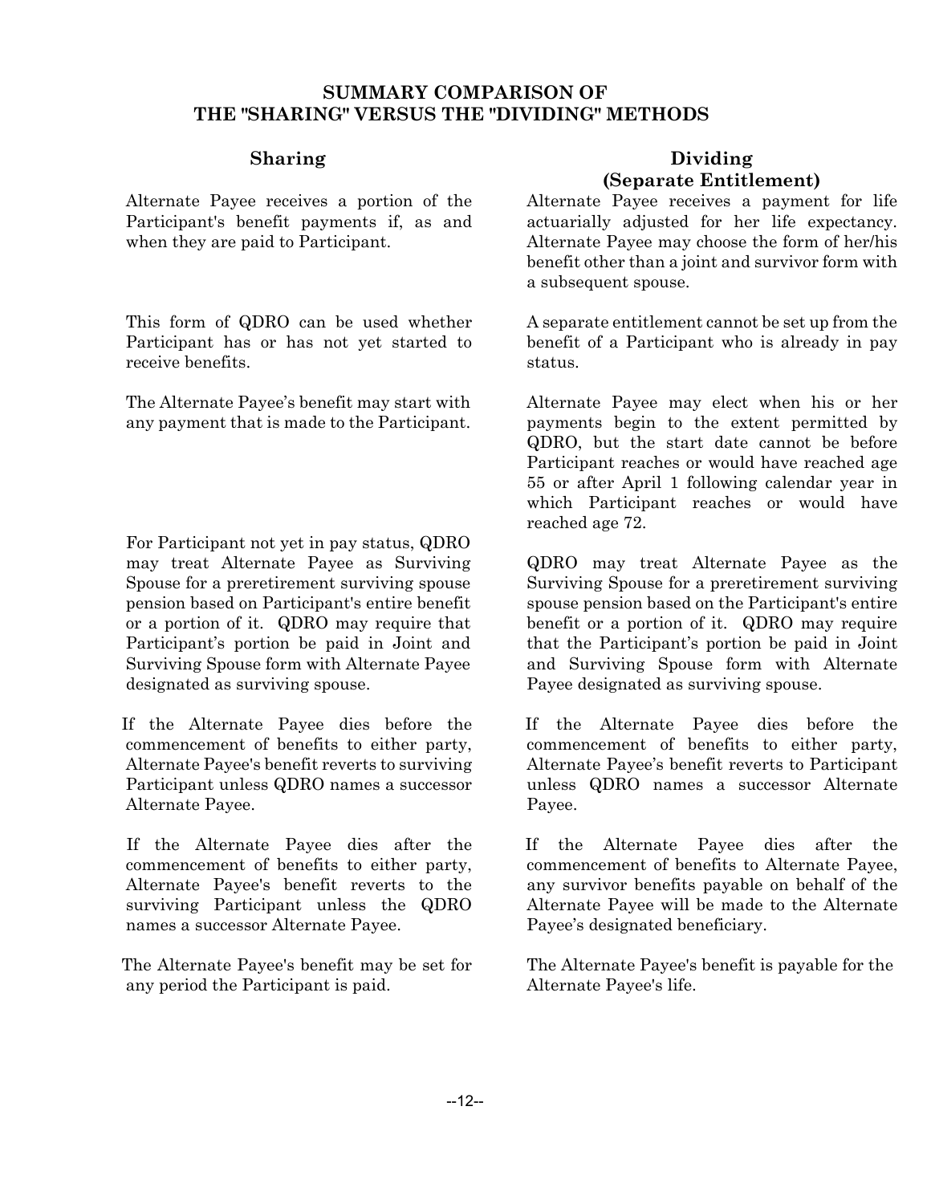## SUMMARY COMPARISON OF THE "SHARING" VERSUS THE "DIVIDING" METHODS

| Sharing | Dividing (Separate Entitlement) |
| --- | --- |
| Alternate Payee receives a portion of the Participant's benefit payments if, as and when they are paid to Participant. | Alternate Payee receives a payment for life actuarially adjusted for her life expectancy. Alternate Payee may choose the form of her/his benefit other than a joint and survivor form with a subsequent spouse. |
| This form of QDRO can be used whether Participant has or has not yet started to receive benefits. | A separate entitlement cannot be set up from the benefit of a Participant who is already in pay status. |
| The Alternate Payee's benefit may start with any payment that is made to the Participant. | Alternate Payee may elect when his or her payments begin to the extent permitted by QDRO, but the start date cannot be before Participant reaches or would have reached age 55 or after April 1 following calendar year in which Participant reaches or would have reached age 72. |
| For Participant not yet in pay status, QDRO may treat Alternate Payee as Surviving Spouse for a preretirement surviving spouse pension based on Participant's entire benefit or a portion of it. QDRO may require that Participant's portion be paid in Joint and Surviving Spouse form with Alternate Payee designated as surviving spouse. | QDRO may treat Alternate Payee as the Surviving Spouse for a preretirement surviving spouse pension based on the Participant's entire benefit or a portion of it. QDRO may require that the Participant's portion be paid in Joint and Surviving Spouse form with Alternate Payee designated as surviving spouse. |
| If the Alternate Payee dies before the commencement of benefits to either party, Alternate Payee's benefit reverts to surviving Participant unless QDRO names a successor Alternate Payee. | If the Alternate Payee dies before the commencement of benefits to either party, Alternate Payee's benefit reverts to Participant unless QDRO names a successor Alternate Payee. |
| If the Alternate Payee dies after the commencement of benefits to either party, Alternate Payee's benefit reverts to the surviving Participant unless the QDRO names a successor Alternate Payee. | If the Alternate Payee dies after the commencement of benefits to Alternate Payee, any survivor benefits payable on behalf of the Alternate Payee will be made to the Alternate Payee's designated beneficiary. |
| The Alternate Payee's benefit may be set for any period the Participant is paid. | The Alternate Payee's benefit is payable for the Alternate Payee's life. |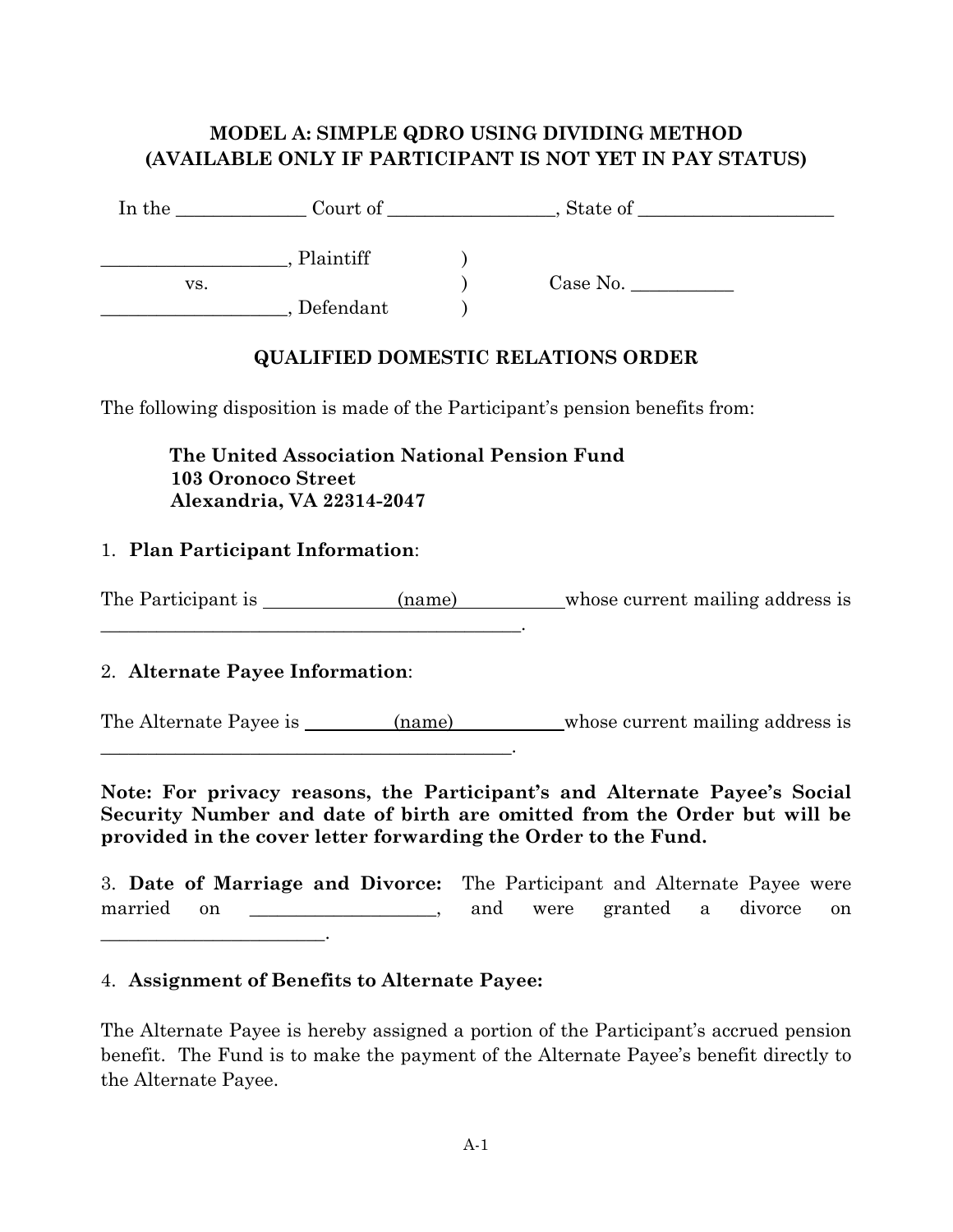## MODEL A: SIMPLE QDRO USING DIVIDING METHOD
## (AVAILABLE ONLY IF PARTICIPANT IS NOT YET IN PAY STATUS)

In the ______________ Court of __________________, State of _____________________

____________________, Plaintiff )
vs. ) Case No. ___________
____________________, Defendant )

### QUALIFIED DOMESTIC RELATIONS ORDER

The following disposition is made of the Participant's pension benefits from:

> **The United Association National Pension Fund**
> **103 Oronoco Street**
> **Alexandria, VA 22314-2047**

1. **Plan Participant Information**:

The Participant is ______________(name)____________ whose current mailing address is ________________________________________________.

2. **Alternate Payee Information**:

The Alternate Payee is __________(name)____________ whose current mailing address is ______________________________________________.

**Note: For privacy reasons, the Participant's and Alternate Payee's Social Security Number and date of birth are omitted from the Order but will be provided in the cover letter forwarding the Order to the Fund.**

3. **Date of Marriage and Divorce:** The Participant and Alternate Payee were married on ____________________, and were granted a divorce on ________________________.

4. **Assignment of Benefits to Alternate Payee:**

The Alternate Payee is hereby assigned a portion of the Participant's accrued pension benefit. The Fund is to make the payment of the Alternate Payee's benefit directly to the Alternate Payee.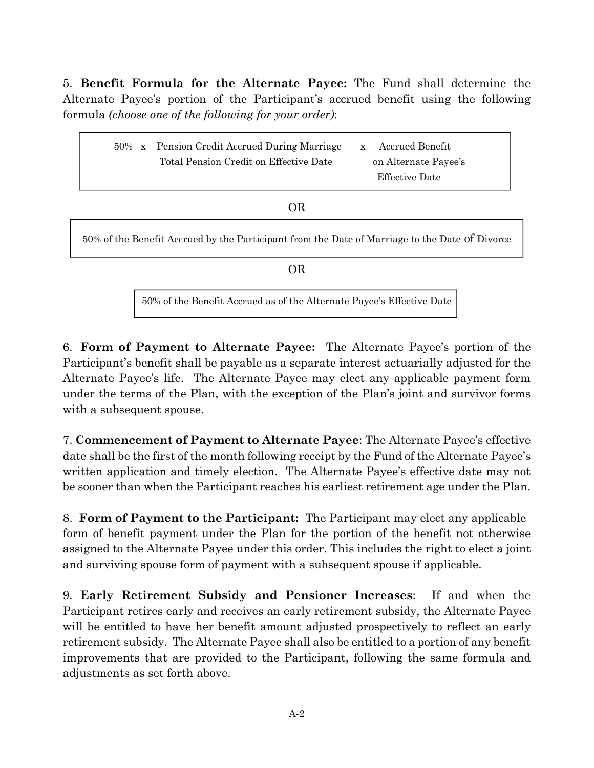5. **Benefit Formula for the Alternate Payee:** The Fund shall determine the Alternate Payee's portion of the Participant's accrued benefit using the following formula *(choose one of the following for your order)*:

$$50\% \times \frac{\text{Pension Credit Accrued During Marriage}}{\text{Total Pension Credit on Effective Date}} \times \text{Accrued Benefit on Alternate Payee's Effective Date}$$

OR

50% of the Benefit Accrued by the Participant from the Date of Marriage to the Date of Divorce

OR

50% of the Benefit Accrued as of the Alternate Payee's Effective Date

6. **Form of Payment to Alternate Payee:** The Alternate Payee's portion of the Participant's benefit shall be payable as a separate interest actuarially adjusted for the Alternate Payee's life. The Alternate Payee may elect any applicable payment form under the terms of the Plan, with the exception of the Plan's joint and survivor forms with a subsequent spouse.

7. **Commencement of Payment to Alternate Payee**: The Alternate Payee's effective date shall be the first of the month following receipt by the Fund of the Alternate Payee's written application and timely election. The Alternate Payee's effective date may not be sooner than when the Participant reaches his earliest retirement age under the Plan.

8. **Form of Payment to the Participant:** The Participant may elect any applicable form of benefit payment under the Plan for the portion of the benefit not otherwise assigned to the Alternate Payee under this order. This includes the right to elect a joint and surviving spouse form of payment with a subsequent spouse if applicable.

9. **Early Retirement Subsidy and Pensioner Increases**: If and when the Participant retires early and receives an early retirement subsidy, the Alternate Payee will be entitled to have her benefit amount adjusted prospectively to reflect an early retirement subsidy. The Alternate Payee shall also be entitled to a portion of any benefit improvements that are provided to the Participant, following the same formula and adjustments as set forth above.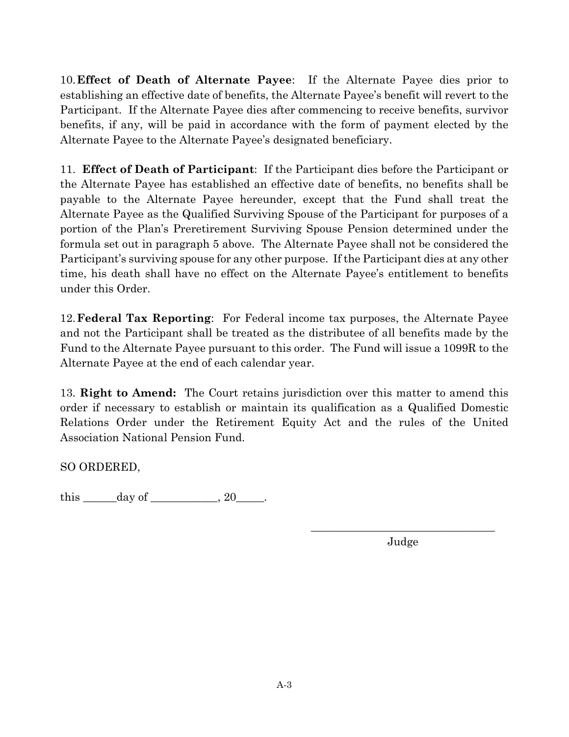10. **Effect of Death of Alternate Payee**: If the Alternate Payee dies prior to establishing an effective date of benefits, the Alternate Payee's benefit will revert to the Participant. If the Alternate Payee dies after commencing to receive benefits, survivor benefits, if any, will be paid in accordance with the form of payment elected by the Alternate Payee to the Alternate Payee's designated beneficiary.

11. **Effect of Death of Participant**: If the Participant dies before the Participant or the Alternate Payee has established an effective date of benefits, no benefits shall be payable to the Alternate Payee hereunder, except that the Fund shall treat the Alternate Payee as the Qualified Surviving Spouse of the Participant for purposes of a portion of the Plan's Preretirement Surviving Spouse Pension determined under the formula set out in paragraph 5 above. The Alternate Payee shall not be considered the Participant's surviving spouse for any other purpose. If the Participant dies at any other time, his death shall have no effect on the Alternate Payee's entitlement to benefits under this Order.

12. **Federal Tax Reporting**: For Federal income tax purposes, the Alternate Payee and not the Participant shall be treated as the distributee of all benefits made by the Fund to the Alternate Payee pursuant to this order. The Fund will issue a 1099R to the Alternate Payee at the end of each calendar year.

13. **Right to Amend:** The Court retains jurisdiction over this matter to amend this order if necessary to establish or maintain its qualification as a Qualified Domestic Relations Order under the Retirement Equity Act and the rules of the United Association National Pension Fund.

SO ORDERED,

this ______day of ____________, 20_____.

_________________________________
Judge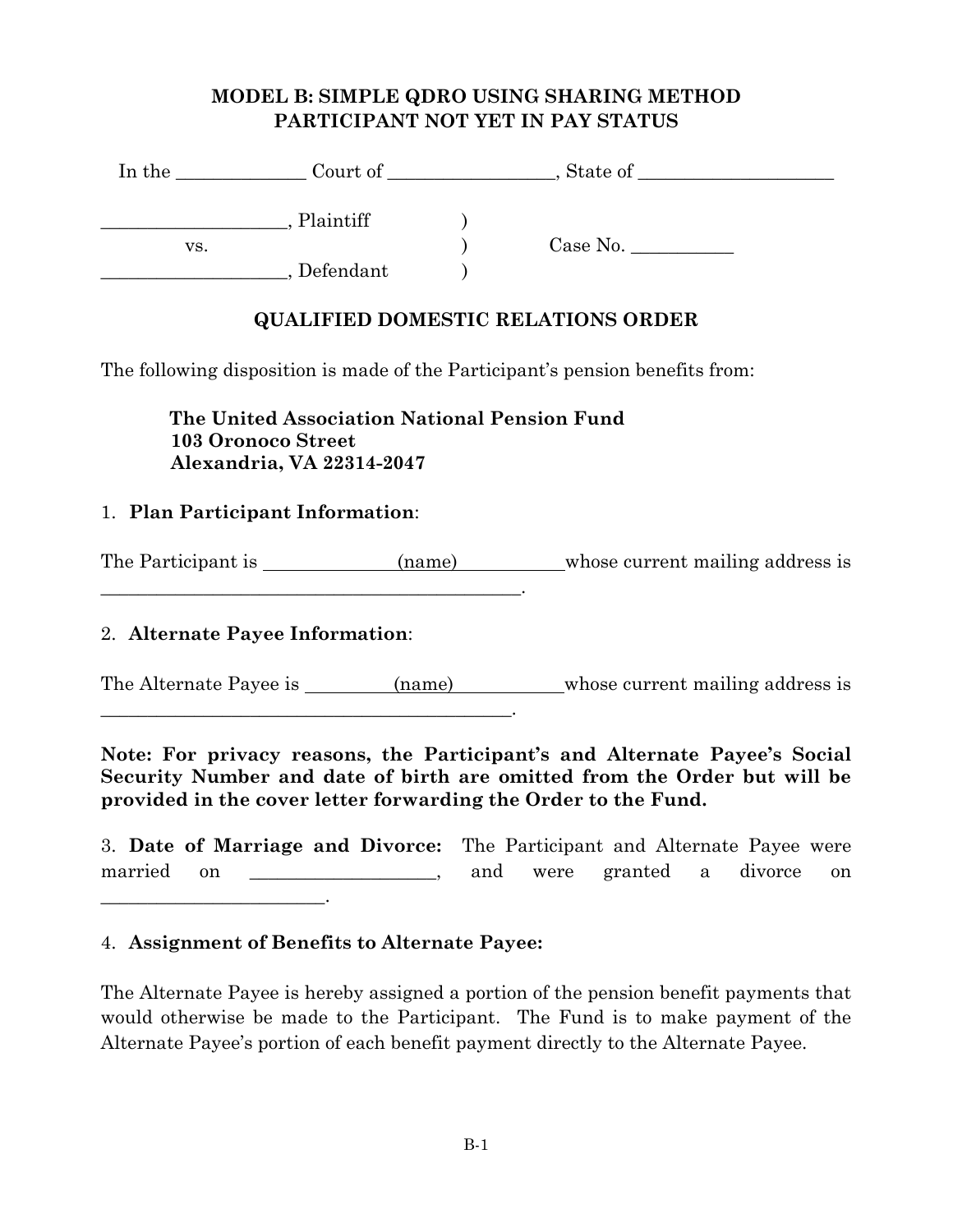# MODEL B: SIMPLE QDRO USING SHARING METHOD
# PARTICIPANT NOT YET IN PAY STATUS

In the _____________ Court of _________________, State of ____________________

___________________, Plaintiff )
vs. ) Case No. ___________
___________________, Defendant )

## QUALIFIED DOMESTIC RELATIONS ORDER

The following disposition is made of the Participant's pension benefits from:

**The United Association National Pension Fund**
**103 Oronoco Street**
**Alexandria, VA 22314-2047**

1. **Plan Participant Information**:

The Participant is ______________(name)____________whose current mailing address is _____________________________________________.

2. **Alternate Payee Information**:

The Alternate Payee is __________(name)____________whose current mailing address is _____________________________________________.

**Note: For privacy reasons, the Participant's and Alternate Payee's Social Security Number and date of birth are omitted from the Order but will be provided in the cover letter forwarding the Order to the Fund.**

3. **Date of Marriage and Divorce:** The Participant and Alternate Payee were married on ___________________, and were granted a divorce on _______________________.

4. **Assignment of Benefits to Alternate Payee:**

The Alternate Payee is hereby assigned a portion of the pension benefit payments that would otherwise be made to the Participant. The Fund is to make payment of the Alternate Payee's portion of each benefit payment directly to the Alternate Payee.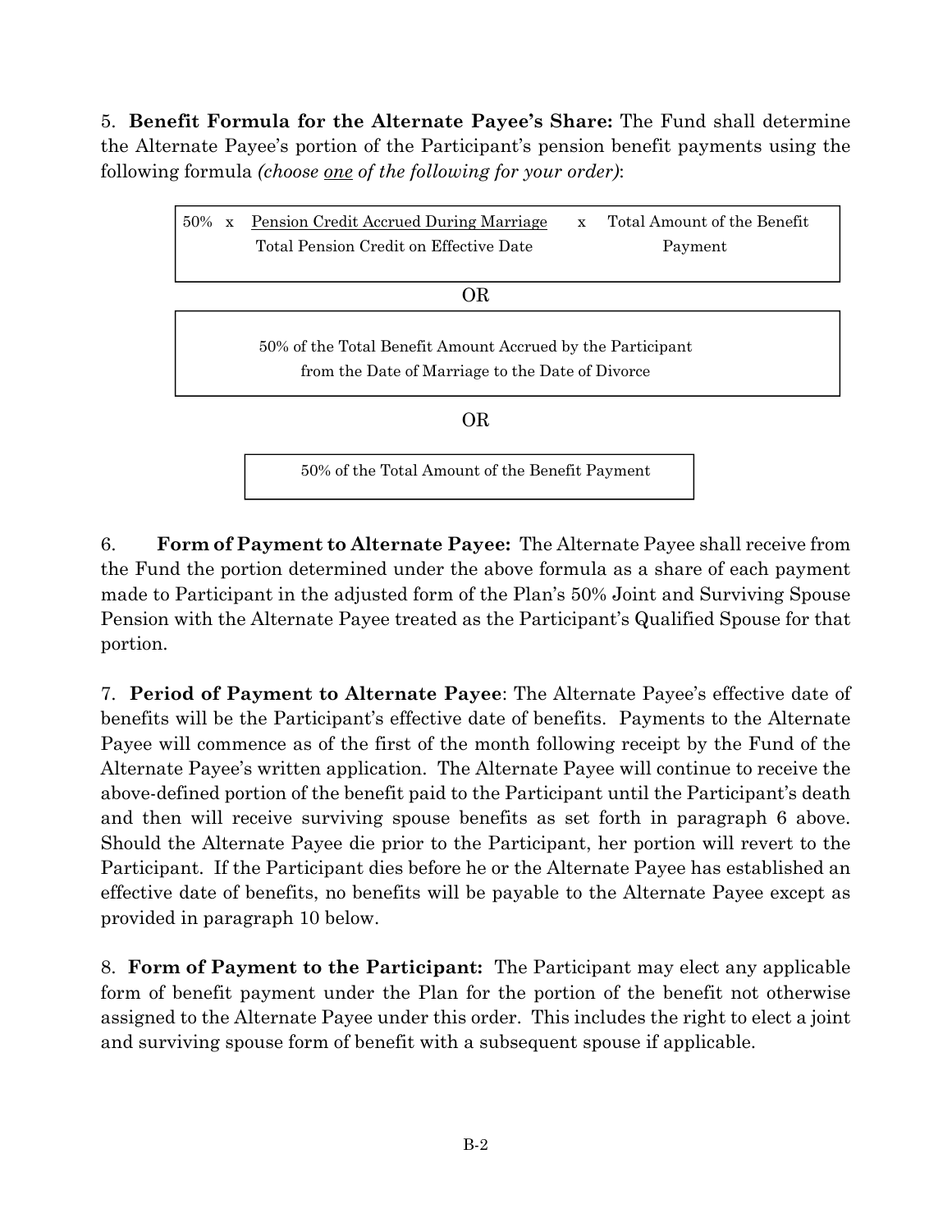5. **Benefit Formula for the Alternate Payee's Share:** The Fund shall determine the Alternate Payee's portion of the Participant's pension benefit payments using the following formula *(choose one of the following for your order)*:

$$50\% \times \frac{\text{Pension Credit Accrued During Marriage}}{\text{Total Pension Credit on Effective Date}} \times \text{Total Amount of the Benefit Payment}$$

OR

50% of the Total Benefit Amount Accrued by the Participant from the Date of Marriage to the Date of Divorce

OR

50% of the Total Amount of the Benefit Payment

6. **Form of Payment to Alternate Payee:** The Alternate Payee shall receive from the Fund the portion determined under the above formula as a share of each payment made to Participant in the adjusted form of the Plan's 50% Joint and Surviving Spouse Pension with the Alternate Payee treated as the Participant's Qualified Spouse for that portion.

7. **Period of Payment to Alternate Payee**: The Alternate Payee's effective date of benefits will be the Participant's effective date of benefits. Payments to the Alternate Payee will commence as of the first of the month following receipt by the Fund of the Alternate Payee's written application. The Alternate Payee will continue to receive the above-defined portion of the benefit paid to the Participant until the Participant's death and then will receive surviving spouse benefits as set forth in paragraph 6 above. Should the Alternate Payee die prior to the Participant, her portion will revert to the Participant. If the Participant dies before he or the Alternate Payee has established an effective date of benefits, no benefits will be payable to the Alternate Payee except as provided in paragraph 10 below.

8. **Form of Payment to the Participant:** The Participant may elect any applicable form of benefit payment under the Plan for the portion of the benefit not otherwise assigned to the Alternate Payee under this order. This includes the right to elect a joint and surviving spouse form of benefit with a subsequent spouse if applicable.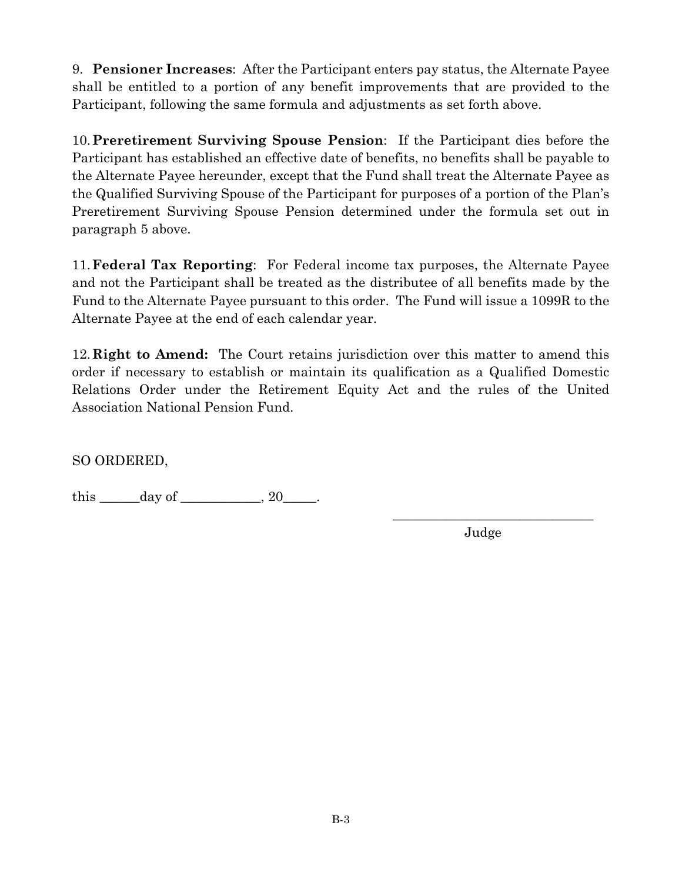9. **Pensioner Increases**: After the Participant enters pay status, the Alternate Payee shall be entitled to a portion of any benefit improvements that are provided to the Participant, following the same formula and adjustments as set forth above.

10. **Preretirement Surviving Spouse Pension**: If the Participant dies before the Participant has established an effective date of benefits, no benefits shall be payable to the Alternate Payee hereunder, except that the Fund shall treat the Alternate Payee as the Qualified Surviving Spouse of the Participant for purposes of a portion of the Plan's Preretirement Surviving Spouse Pension determined under the formula set out in paragraph 5 above.

11. **Federal Tax Reporting**: For Federal income tax purposes, the Alternate Payee and not the Participant shall be treated as the distributee of all benefits made by the Fund to the Alternate Payee pursuant to this order. The Fund will issue a 1099R to the Alternate Payee at the end of each calendar year.

12. **Right to Amend:** The Court retains jurisdiction over this matter to amend this order if necessary to establish or maintain its qualification as a Qualified Domestic Relations Order under the Retirement Equity Act and the rules of the United Association National Pension Fund.

SO ORDERED,

this ______day of ____________, 20_____.

______________________________
Judge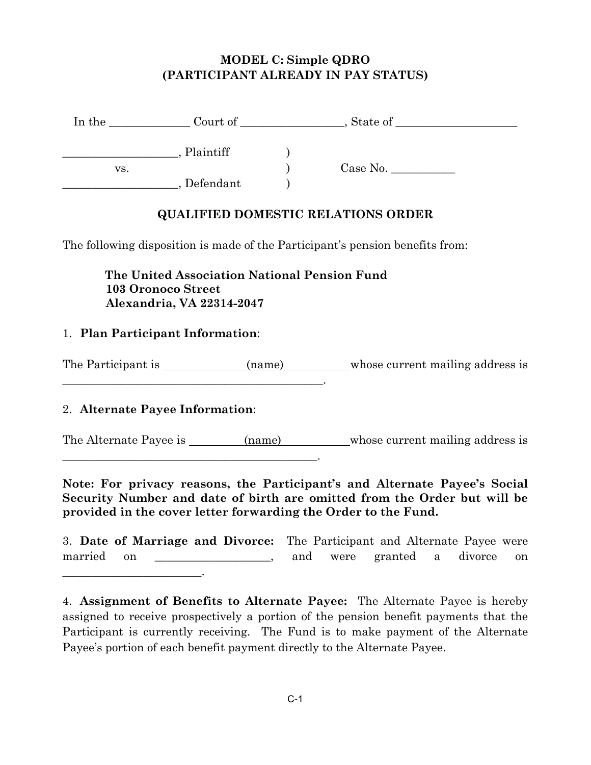# MODEL C: Simple QDRO
# (PARTICIPANT ALREADY IN PAY STATUS)

In the _____________ Court of _________________, State of ____________________

| | | |
|---|---|---|
| ___________________, Plaintiff | ) | |
| vs. | ) | Case No. ___________ |
| ___________________, Defendant | ) | |

## QUALIFIED DOMESTIC RELATIONS ORDER

The following disposition is made of the Participant's pension benefits from:

> **The United Association National Pension Fund**
> **103 Oronoco Street**
> **Alexandria, VA 22314-2047**

1. **Plan Participant Information**:

The Participant is _____________(name)___________whose current mailing address is ______________________________________________.

2. **Alternate Payee Information**:

The Alternate Payee is _________(name)___________whose current mailing address is ____________________________________________.

**Note: For privacy reasons, the Participant's and Alternate Payee's Social Security Number and date of birth are omitted from the Order but will be provided in the cover letter forwarding the Order to the Fund.**

3. **Date of Marriage and Divorce:** The Participant and Alternate Payee were married on ___________________, and were granted a divorce on ________________________.

4. **Assignment of Benefits to Alternate Payee:** The Alternate Payee is hereby assigned to receive prospectively a portion of the pension benefit payments that the Participant is currently receiving. The Fund is to make payment of the Alternate Payee's portion of each benefit payment directly to the Alternate Payee.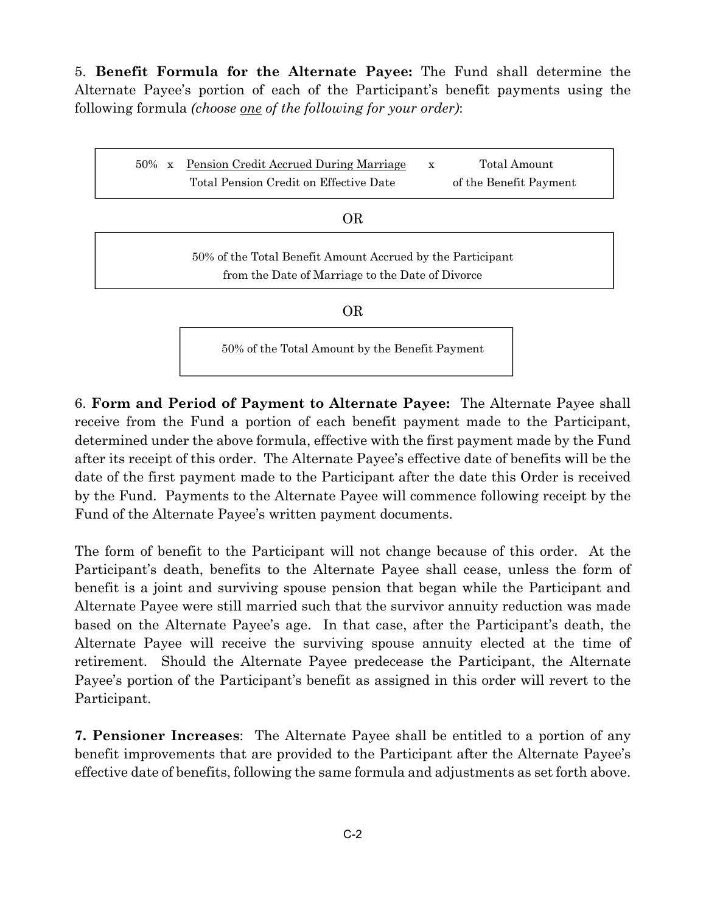5. **Benefit Formula for the Alternate Payee:** The Fund shall determine the Alternate Payee's portion of each of the Participant's benefit payments using the following formula *(choose one of the following for your order)*:

$$50\% \times \frac{\text{Pension Credit Accrued During Marriage}}{\text{Total Pension Credit on Effective Date}} \times \text{Total Amount of the Benefit Payment}$$

OR

50% of the Total Benefit Amount Accrued by the Participant from the Date of Marriage to the Date of Divorce

OR

50% of the Total Amount by the Benefit Payment

6. **Form and Period of Payment to Alternate Payee:** The Alternate Payee shall receive from the Fund a portion of each benefit payment made to the Participant, determined under the above formula, effective with the first payment made by the Fund after its receipt of this order. The Alternate Payee's effective date of benefits will be the date of the first payment made to the Participant after the date this Order is received by the Fund. Payments to the Alternate Payee will commence following receipt by the Fund of the Alternate Payee's written payment documents.

The form of benefit to the Participant will not change because of this order. At the Participant's death, benefits to the Alternate Payee shall cease, unless the form of benefit is a joint and surviving spouse pension that began while the Participant and Alternate Payee were still married such that the survivor annuity reduction was made based on the Alternate Payee's age. In that case, after the Participant's death, the Alternate Payee will receive the surviving spouse annuity elected at the time of retirement. Should the Alternate Payee predecease the Participant, the Alternate Payee's portion of the Participant's benefit as assigned in this order will revert to the Participant.

**7. Pensioner Increases**: The Alternate Payee shall be entitled to a portion of any benefit improvements that are provided to the Participant after the Alternate Payee's effective date of benefits, following the same formula and adjustments as set forth above.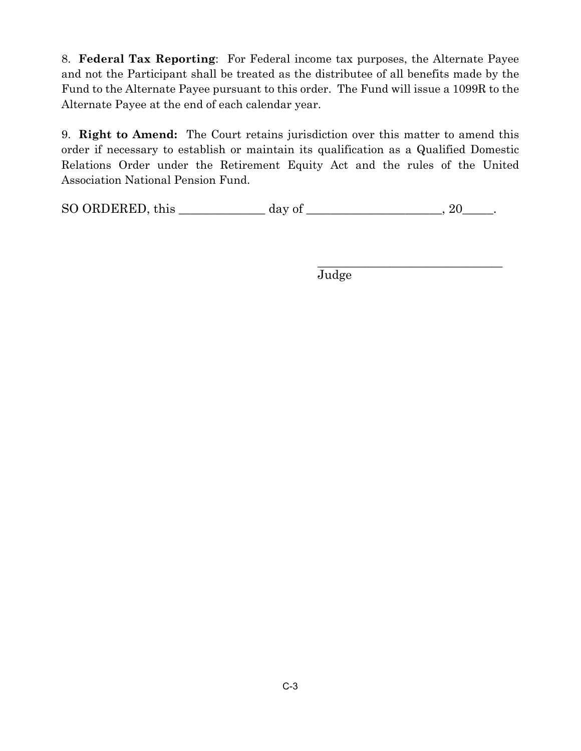8. **Federal Tax Reporting**: For Federal income tax purposes, the Alternate Payee and not the Participant shall be treated as the distributee of all benefits made by the Fund to the Alternate Payee pursuant to this order. The Fund will issue a 1099R to the Alternate Payee at the end of each calendar year.

9. **Right to Amend:** The Court retains jurisdiction over this matter to amend this order if necessary to establish or maintain its qualification as a Qualified Domestic Relations Order under the Retirement Equity Act and the rules of the United Association National Pension Fund.

SO ORDERED, this _____________ day of _____________________, 20_____.

_______________________________
Judge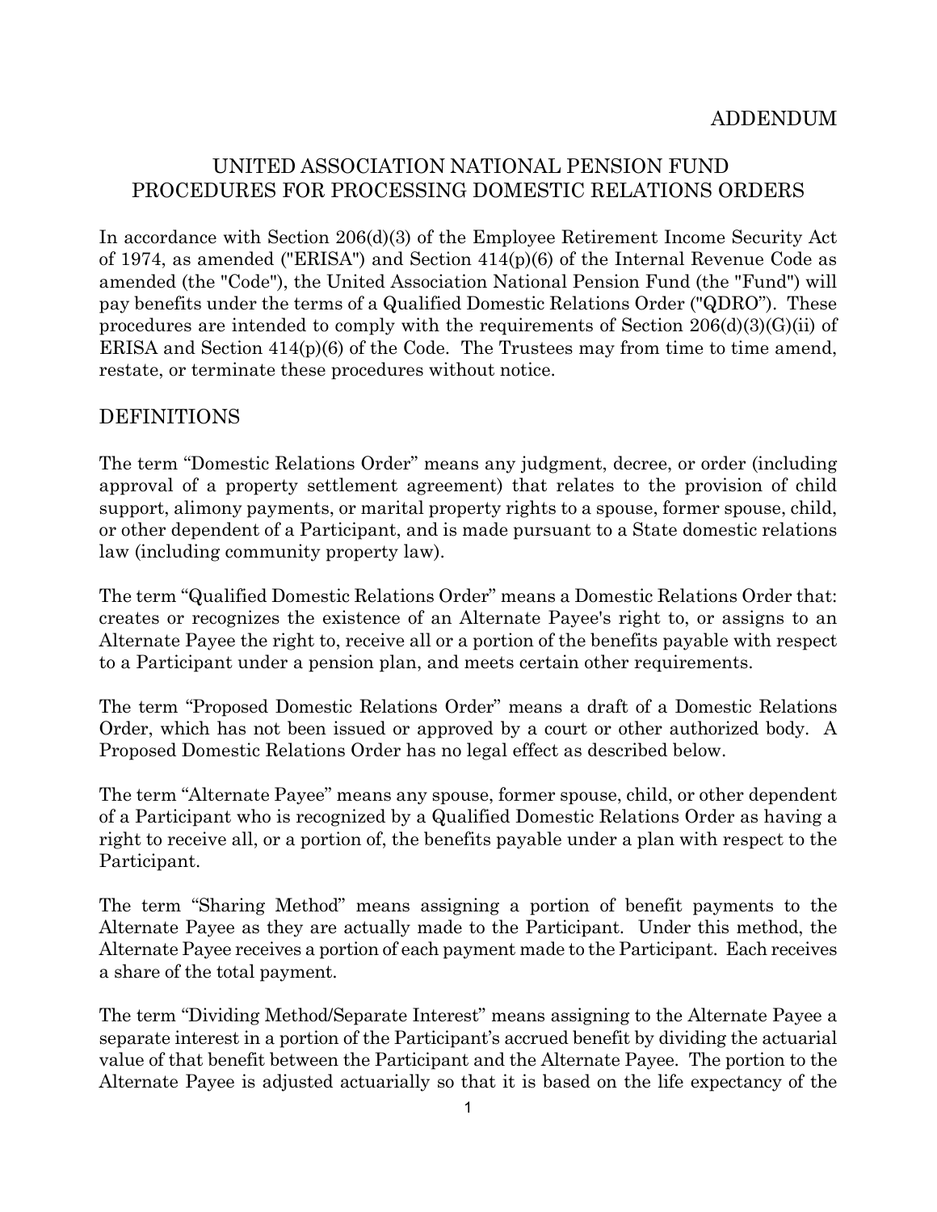ADDENDUM

# UNITED ASSOCIATION NATIONAL PENSION FUND
# PROCEDURES FOR PROCESSING DOMESTIC RELATIONS ORDERS

In accordance with Section 206(d)(3) of the Employee Retirement Income Security Act of 1974, as amended ("ERISA") and Section 414(p)(6) of the Internal Revenue Code as amended (the "Code"), the United Association National Pension Fund (the "Fund") will pay benefits under the terms of a Qualified Domestic Relations Order ("QDRO"). These procedures are intended to comply with the requirements of Section 206(d)(3)(G)(ii) of ERISA and Section 414(p)(6) of the Code. The Trustees may from time to time amend, restate, or terminate these procedures without notice.

## DEFINITIONS

The term "Domestic Relations Order" means any judgment, decree, or order (including approval of a property settlement agreement) that relates to the provision of child support, alimony payments, or marital property rights to a spouse, former spouse, child, or other dependent of a Participant, and is made pursuant to a State domestic relations law (including community property law).

The term "Qualified Domestic Relations Order" means a Domestic Relations Order that: creates or recognizes the existence of an Alternate Payee's right to, or assigns to an Alternate Payee the right to, receive all or a portion of the benefits payable with respect to a Participant under a pension plan, and meets certain other requirements.

The term "Proposed Domestic Relations Order" means a draft of a Domestic Relations Order, which has not been issued or approved by a court or other authorized body. A Proposed Domestic Relations Order has no legal effect as described below.

The term "Alternate Payee" means any spouse, former spouse, child, or other dependent of a Participant who is recognized by a Qualified Domestic Relations Order as having a right to receive all, or a portion of, the benefits payable under a plan with respect to the Participant.

The term "Sharing Method" means assigning a portion of benefit payments to the Alternate Payee as they are actually made to the Participant. Under this method, the Alternate Payee receives a portion of each payment made to the Participant. Each receives a share of the total payment.

The term "Dividing Method/Separate Interest" means assigning to the Alternate Payee a separate interest in a portion of the Participant's accrued benefit by dividing the actuarial value of that benefit between the Participant and the Alternate Payee. The portion to the Alternate Payee is adjusted actuarially so that it is based on the life expectancy of the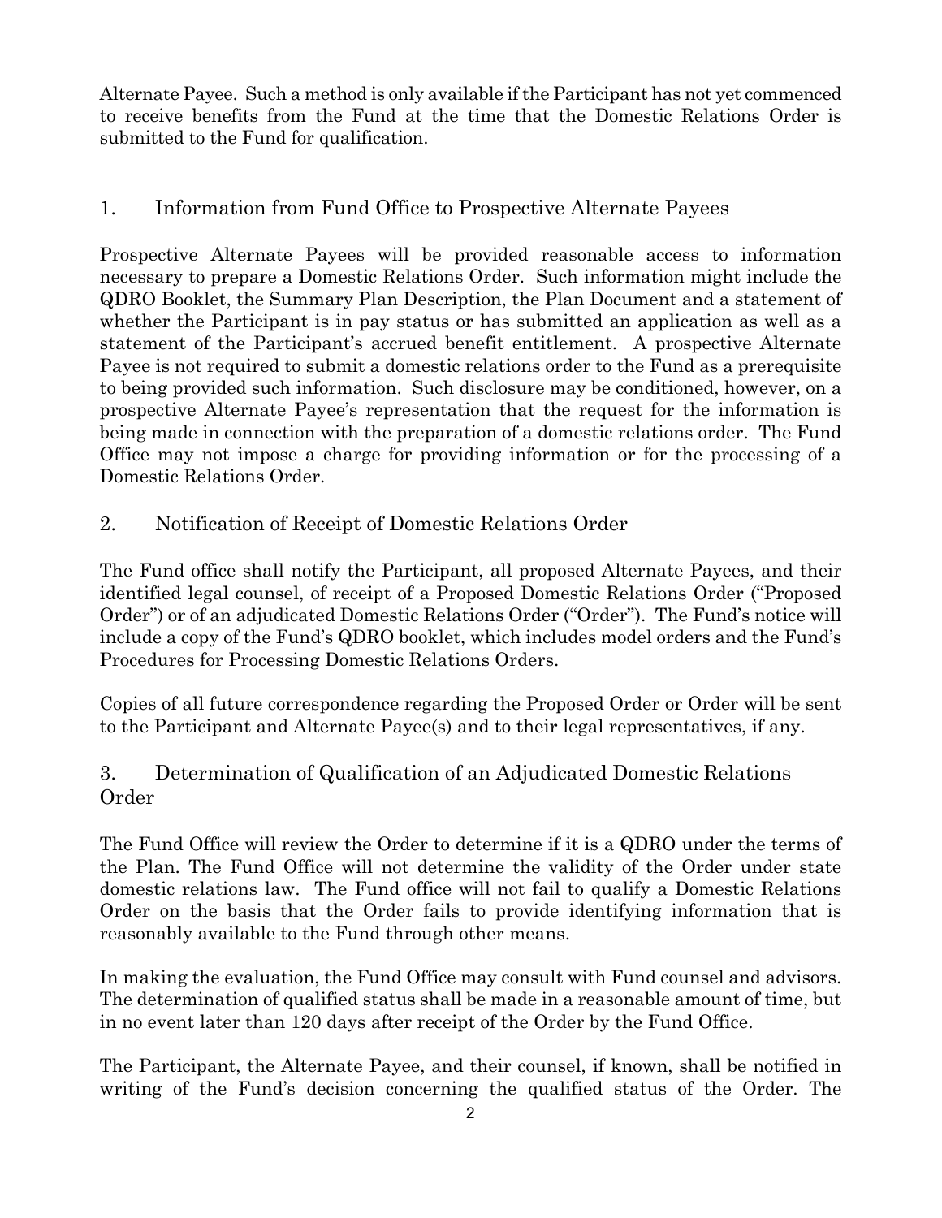Alternate Payee. Such a method is only available if the Participant has not yet commenced to receive benefits from the Fund at the time that the Domestic Relations Order is submitted to the Fund for qualification.

## 1. Information from Fund Office to Prospective Alternate Payees

Prospective Alternate Payees will be provided reasonable access to information necessary to prepare a Domestic Relations Order. Such information might include the QDRO Booklet, the Summary Plan Description, the Plan Document and a statement of whether the Participant is in pay status or has submitted an application as well as a statement of the Participant's accrued benefit entitlement. A prospective Alternate Payee is not required to submit a domestic relations order to the Fund as a prerequisite to being provided such information. Such disclosure may be conditioned, however, on a prospective Alternate Payee's representation that the request for the information is being made in connection with the preparation of a domestic relations order. The Fund Office may not impose a charge for providing information or for the processing of a Domestic Relations Order.

## 2. Notification of Receipt of Domestic Relations Order

The Fund office shall notify the Participant, all proposed Alternate Payees, and their identified legal counsel, of receipt of a Proposed Domestic Relations Order ("Proposed Order") or of an adjudicated Domestic Relations Order ("Order"). The Fund's notice will include a copy of the Fund's QDRO booklet, which includes model orders and the Fund's Procedures for Processing Domestic Relations Orders.

Copies of all future correspondence regarding the Proposed Order or Order will be sent to the Participant and Alternate Payee(s) and to their legal representatives, if any.

## 3. Determination of Qualification of an Adjudicated Domestic Relations Order

The Fund Office will review the Order to determine if it is a QDRO under the terms of the Plan. The Fund Office will not determine the validity of the Order under state domestic relations law. The Fund office will not fail to qualify a Domestic Relations Order on the basis that the Order fails to provide identifying information that is reasonably available to the Fund through other means.

In making the evaluation, the Fund Office may consult with Fund counsel and advisors. The determination of qualified status shall be made in a reasonable amount of time, but in no event later than 120 days after receipt of the Order by the Fund Office.

The Participant, the Alternate Payee, and their counsel, if known, shall be notified in writing of the Fund's decision concerning the qualified status of the Order. The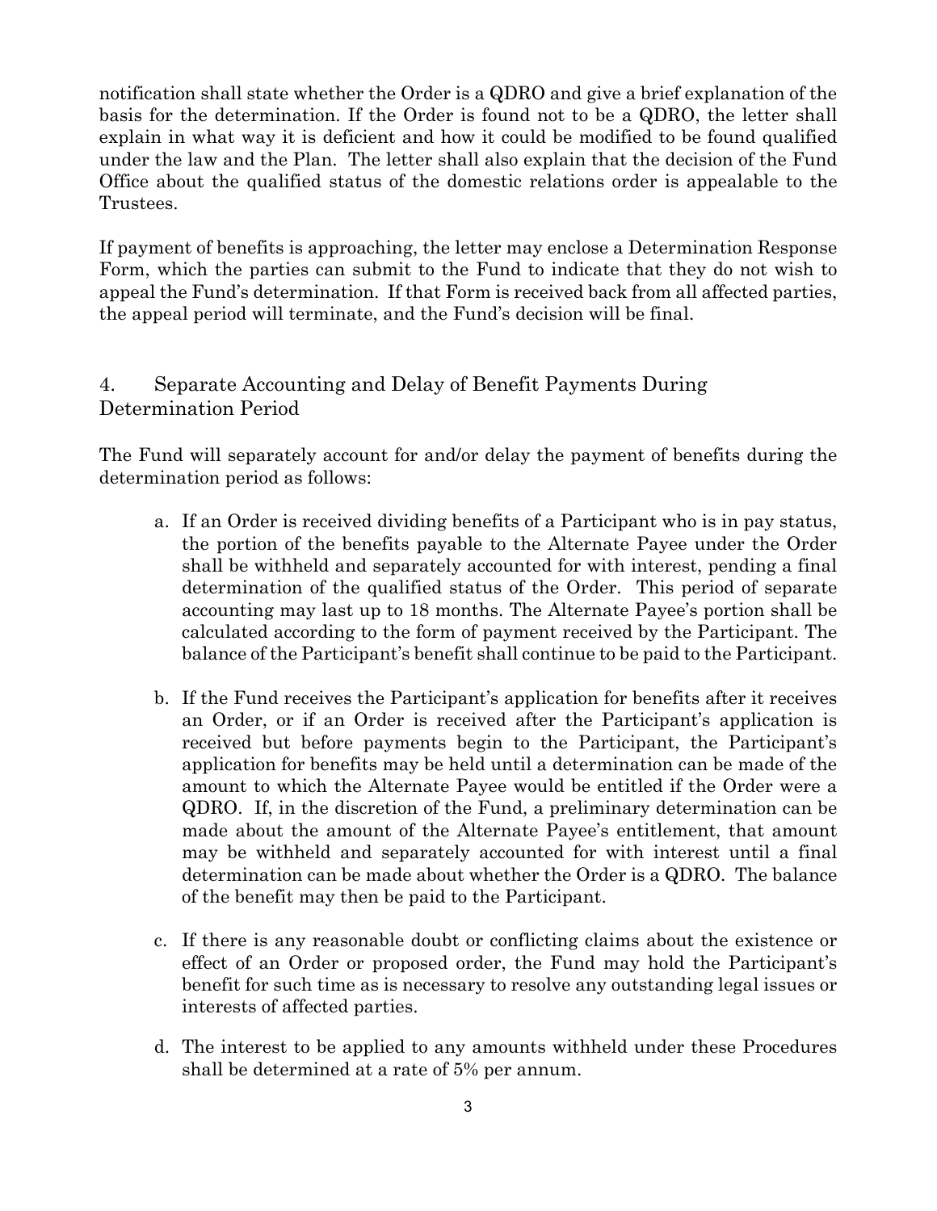notification shall state whether the Order is a QDRO and give a brief explanation of the basis for the determination. If the Order is found not to be a QDRO, the letter shall explain in what way it is deficient and how it could be modified to be found qualified under the law and the Plan. The letter shall also explain that the decision of the Fund Office about the qualified status of the domestic relations order is appealable to the Trustees.

If payment of benefits is approaching, the letter may enclose a Determination Response Form, which the parties can submit to the Fund to indicate that they do not wish to appeal the Fund's determination. If that Form is received back from all affected parties, the appeal period will terminate, and the Fund's decision will be final.

## 4. Separate Accounting and Delay of Benefit Payments During Determination Period

The Fund will separately account for and/or delay the payment of benefits during the determination period as follows:

a. If an Order is received dividing benefits of a Participant who is in pay status, the portion of the benefits payable to the Alternate Payee under the Order shall be withheld and separately accounted for with interest, pending a final determination of the qualified status of the Order. This period of separate accounting may last up to 18 months. The Alternate Payee's portion shall be calculated according to the form of payment received by the Participant. The balance of the Participant's benefit shall continue to be paid to the Participant.

b. If the Fund receives the Participant's application for benefits after it receives an Order, or if an Order is received after the Participant's application is received but before payments begin to the Participant, the Participant's application for benefits may be held until a determination can be made of the amount to which the Alternate Payee would be entitled if the Order were a QDRO. If, in the discretion of the Fund, a preliminary determination can be made about the amount of the Alternate Payee's entitlement, that amount may be withheld and separately accounted for with interest until a final determination can be made about whether the Order is a QDRO. The balance of the benefit may then be paid to the Participant.

c. If there is any reasonable doubt or conflicting claims about the existence or effect of an Order or proposed order, the Fund may hold the Participant's benefit for such time as is necessary to resolve any outstanding legal issues or interests of affected parties.

d. The interest to be applied to any amounts withheld under these Procedures shall be determined at a rate of 5% per annum.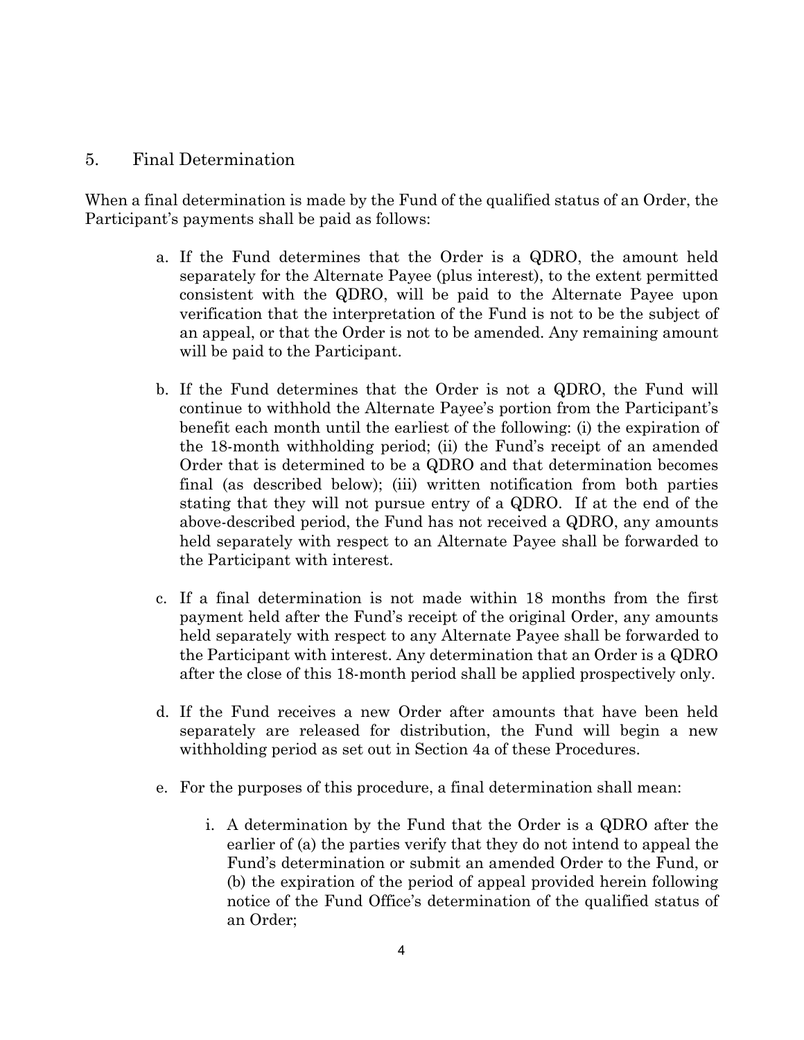## 5. Final Determination

When a final determination is made by the Fund of the qualified status of an Order, the Participant's payments shall be paid as follows:

a. If the Fund determines that the Order is a QDRO, the amount held separately for the Alternate Payee (plus interest), to the extent permitted consistent with the QDRO, will be paid to the Alternate Payee upon verification that the interpretation of the Fund is not to be the subject of an appeal, or that the Order is not to be amended. Any remaining amount will be paid to the Participant.

b. If the Fund determines that the Order is not a QDRO, the Fund will continue to withhold the Alternate Payee's portion from the Participant's benefit each month until the earliest of the following: (i) the expiration of the 18-month withholding period; (ii) the Fund's receipt of an amended Order that is determined to be a QDRO and that determination becomes final (as described below); (iii) written notification from both parties stating that they will not pursue entry of a QDRO. If at the end of the above-described period, the Fund has not received a QDRO, any amounts held separately with respect to an Alternate Payee shall be forwarded to the Participant with interest.

c. If a final determination is not made within 18 months from the first payment held after the Fund's receipt of the original Order, any amounts held separately with respect to any Alternate Payee shall be forwarded to the Participant with interest. Any determination that an Order is a QDRO after the close of this 18-month period shall be applied prospectively only.

d. If the Fund receives a new Order after amounts that have been held separately are released for distribution, the Fund will begin a new withholding period as set out in Section 4a of these Procedures.

e. For the purposes of this procedure, a final determination shall mean:

   i. A determination by the Fund that the Order is a QDRO after the earlier of (a) the parties verify that they do not intend to appeal the Fund's determination or submit an amended Order to the Fund, or (b) the expiration of the period of appeal provided herein following notice of the Fund Office's determination of the qualified status of an Order;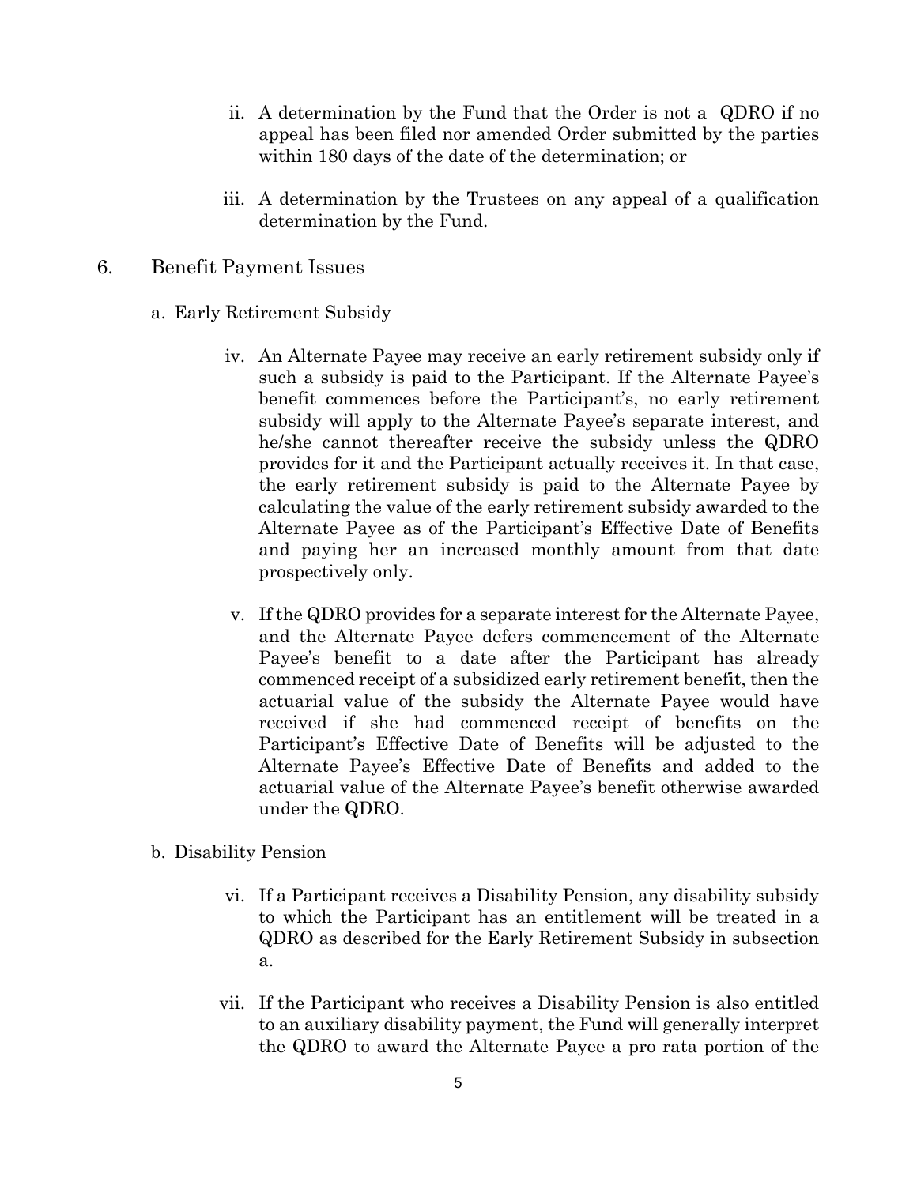ii. A determination by the Fund that the Order is not a QDRO if no appeal has been filed nor amended Order submitted by the parties within 180 days of the date of the determination; or

iii. A determination by the Trustees on any appeal of a qualification determination by the Fund.

6. Benefit Payment Issues

a. Early Retirement Subsidy

iv. An Alternate Payee may receive an early retirement subsidy only if such a subsidy is paid to the Participant. If the Alternate Payee's benefit commences before the Participant's, no early retirement subsidy will apply to the Alternate Payee's separate interest, and he/she cannot thereafter receive the subsidy unless the QDRO provides for it and the Participant actually receives it. In that case, the early retirement subsidy is paid to the Alternate Payee by calculating the value of the early retirement subsidy awarded to the Alternate Payee as of the Participant's Effective Date of Benefits and paying her an increased monthly amount from that date prospectively only.

v. If the QDRO provides for a separate interest for the Alternate Payee, and the Alternate Payee defers commencement of the Alternate Payee's benefit to a date after the Participant has already commenced receipt of a subsidized early retirement benefit, then the actuarial value of the subsidy the Alternate Payee would have received if she had commenced receipt of benefits on the Participant's Effective Date of Benefits will be adjusted to the Alternate Payee's Effective Date of Benefits and added to the actuarial value of the Alternate Payee's benefit otherwise awarded under the QDRO.

b. Disability Pension

vi. If a Participant receives a Disability Pension, any disability subsidy to which the Participant has an entitlement will be treated in a QDRO as described for the Early Retirement Subsidy in subsection a.

vii. If the Participant who receives a Disability Pension is also entitled to an auxiliary disability payment, the Fund will generally interpret the QDRO to award the Alternate Payee a pro rata portion of the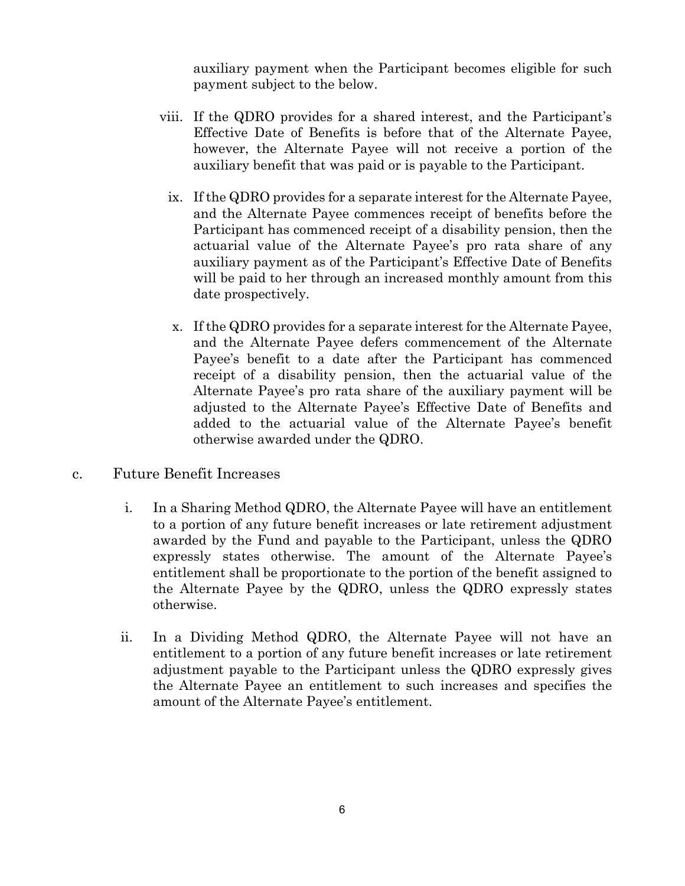auxiliary payment when the Participant becomes eligible for such payment subject to the below.

viii. If the QDRO provides for a shared interest, and the Participant's Effective Date of Benefits is before that of the Alternate Payee, however, the Alternate Payee will not receive a portion of the auxiliary benefit that was paid or is payable to the Participant.

ix. If the QDRO provides for a separate interest for the Alternate Payee, and the Alternate Payee commences receipt of benefits before the Participant has commenced receipt of a disability pension, then the actuarial value of the Alternate Payee's pro rata share of any auxiliary payment as of the Participant's Effective Date of Benefits will be paid to her through an increased monthly amount from this date prospectively.

x. If the QDRO provides for a separate interest for the Alternate Payee, and the Alternate Payee defers commencement of the Alternate Payee's benefit to a date after the Participant has commenced receipt of a disability pension, then the actuarial value of the Alternate Payee's pro rata share of the auxiliary payment will be adjusted to the Alternate Payee's Effective Date of Benefits and added to the actuarial value of the Alternate Payee's benefit otherwise awarded under the QDRO.

c. Future Benefit Increases

i. In a Sharing Method QDRO, the Alternate Payee will have an entitlement to a portion of any future benefit increases or late retirement adjustment awarded by the Fund and payable to the Participant, unless the QDRO expressly states otherwise. The amount of the Alternate Payee's entitlement shall be proportionate to the portion of the benefit assigned to the Alternate Payee by the QDRO, unless the QDRO expressly states otherwise.

ii. In a Dividing Method QDRO, the Alternate Payee will not have an entitlement to a portion of any future benefit increases or late retirement adjustment payable to the Participant unless the QDRO expressly gives the Alternate Payee an entitlement to such increases and specifies the amount of the Alternate Payee's entitlement.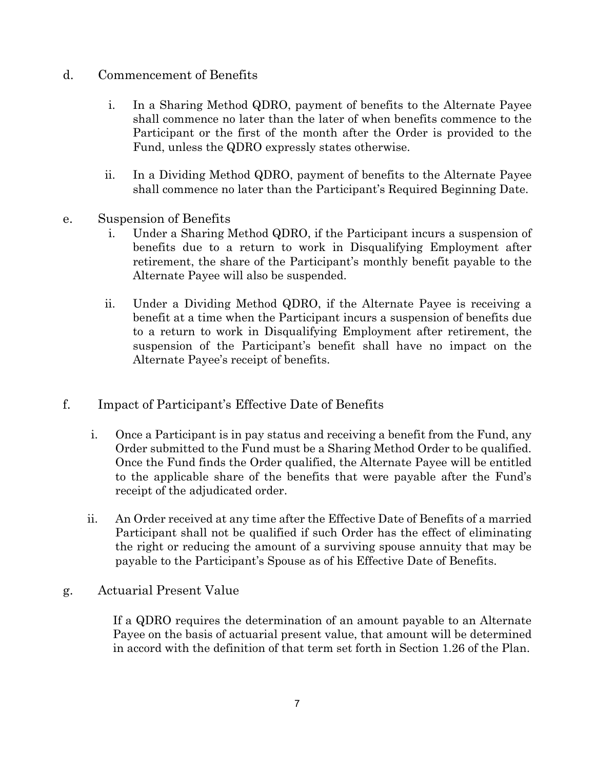d. Commencement of Benefits

   i. In a Sharing Method QDRO, payment of benefits to the Alternate Payee shall commence no later than the later of when benefits commence to the Participant or the first of the month after the Order is provided to the Fund, unless the QDRO expressly states otherwise.

   ii. In a Dividing Method QDRO, payment of benefits to the Alternate Payee shall commence no later than the Participant's Required Beginning Date.

e. Suspension of Benefits

   i. Under a Sharing Method QDRO, if the Participant incurs a suspension of benefits due to a return to work in Disqualifying Employment after retirement, the share of the Participant's monthly benefit payable to the Alternate Payee will also be suspended.

   ii. Under a Dividing Method QDRO, if the Alternate Payee is receiving a benefit at a time when the Participant incurs a suspension of benefits due to a return to work in Disqualifying Employment after retirement, the suspension of the Participant's benefit shall have no impact on the Alternate Payee's receipt of benefits.

f. Impact of Participant's Effective Date of Benefits

   i. Once a Participant is in pay status and receiving a benefit from the Fund, any Order submitted to the Fund must be a Sharing Method Order to be qualified. Once the Fund finds the Order qualified, the Alternate Payee will be entitled to the applicable share of the benefits that were payable after the Fund's receipt of the adjudicated order.

   ii. An Order received at any time after the Effective Date of Benefits of a married Participant shall not be qualified if such Order has the effect of eliminating the right or reducing the amount of a surviving spouse annuity that may be payable to the Participant's Spouse as of his Effective Date of Benefits.

g. Actuarial Present Value

   If a QDRO requires the determination of an amount payable to an Alternate Payee on the basis of actuarial present value, that amount will be determined in accord with the definition of that term set forth in Section 1.26 of the Plan.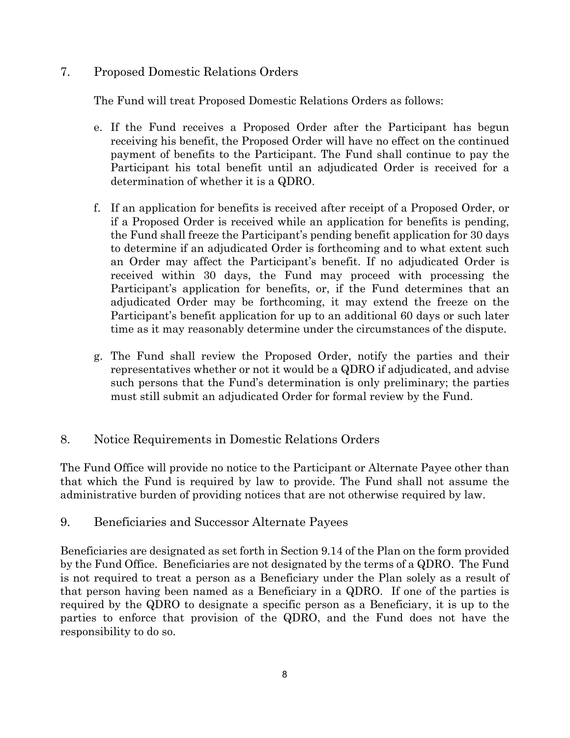## 7. Proposed Domestic Relations Orders

The Fund will treat Proposed Domestic Relations Orders as follows:

e. If the Fund receives a Proposed Order after the Participant has begun receiving his benefit, the Proposed Order will have no effect on the continued payment of benefits to the Participant. The Fund shall continue to pay the Participant his total benefit until an adjudicated Order is received for a determination of whether it is a QDRO.

f. If an application for benefits is received after receipt of a Proposed Order, or if a Proposed Order is received while an application for benefits is pending, the Fund shall freeze the Participant's pending benefit application for 30 days to determine if an adjudicated Order is forthcoming and to what extent such an Order may affect the Participant's benefit. If no adjudicated Order is received within 30 days, the Fund may proceed with processing the Participant's application for benefits, or, if the Fund determines that an adjudicated Order may be forthcoming, it may extend the freeze on the Participant's benefit application for up to an additional 60 days or such later time as it may reasonably determine under the circumstances of the dispute.

g. The Fund shall review the Proposed Order, notify the parties and their representatives whether or not it would be a QDRO if adjudicated, and advise such persons that the Fund's determination is only preliminary; the parties must still submit an adjudicated Order for formal review by the Fund.

## 8. Notice Requirements in Domestic Relations Orders

The Fund Office will provide no notice to the Participant or Alternate Payee other than that which the Fund is required by law to provide. The Fund shall not assume the administrative burden of providing notices that are not otherwise required by law.

## 9. Beneficiaries and Successor Alternate Payees

Beneficiaries are designated as set forth in Section 9.14 of the Plan on the form provided by the Fund Office. Beneficiaries are not designated by the terms of a QDRO. The Fund is not required to treat a person as a Beneficiary under the Plan solely as a result of that person having been named as a Beneficiary in a QDRO. If one of the parties is required by the QDRO to designate a specific person as a Beneficiary, it is up to the parties to enforce that provision of the QDRO, and the Fund does not have the responsibility to do so.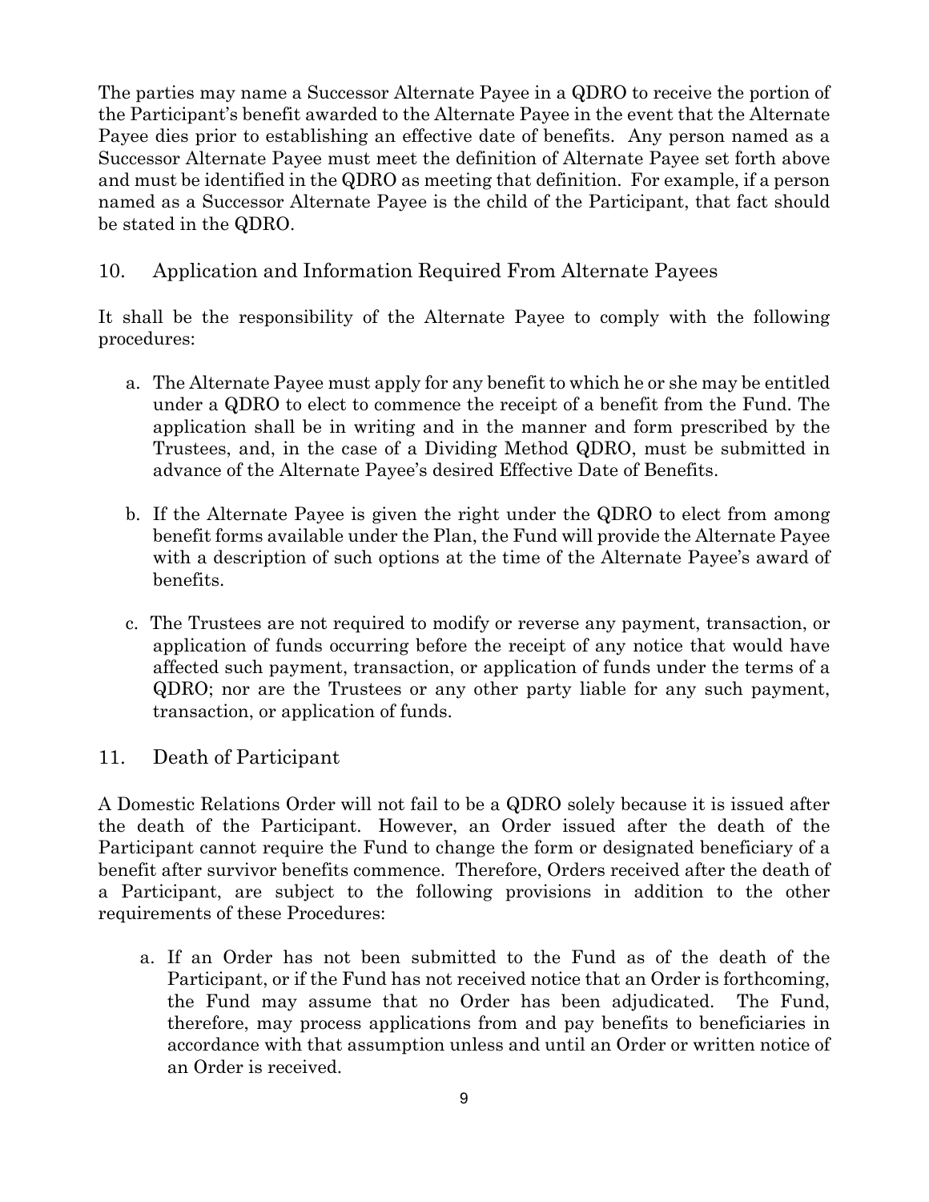The parties may name a Successor Alternate Payee in a QDRO to receive the portion of the Participant's benefit awarded to the Alternate Payee in the event that the Alternate Payee dies prior to establishing an effective date of benefits. Any person named as a Successor Alternate Payee must meet the definition of Alternate Payee set forth above and must be identified in the QDRO as meeting that definition. For example, if a person named as a Successor Alternate Payee is the child of the Participant, that fact should be stated in the QDRO.

## 10. Application and Information Required From Alternate Payees

It shall be the responsibility of the Alternate Payee to comply with the following procedures:

a. The Alternate Payee must apply for any benefit to which he or she may be entitled under a QDRO to elect to commence the receipt of a benefit from the Fund. The application shall be in writing and in the manner and form prescribed by the Trustees, and, in the case of a Dividing Method QDRO, must be submitted in advance of the Alternate Payee's desired Effective Date of Benefits.

b. If the Alternate Payee is given the right under the QDRO to elect from among benefit forms available under the Plan, the Fund will provide the Alternate Payee with a description of such options at the time of the Alternate Payee's award of benefits.

c. The Trustees are not required to modify or reverse any payment, transaction, or application of funds occurring before the receipt of any notice that would have affected such payment, transaction, or application of funds under the terms of a QDRO; nor are the Trustees or any other party liable for any such payment, transaction, or application of funds.

## 11. Death of Participant

A Domestic Relations Order will not fail to be a QDRO solely because it is issued after the death of the Participant. However, an Order issued after the death of the Participant cannot require the Fund to change the form or designated beneficiary of a benefit after survivor benefits commence. Therefore, Orders received after the death of a Participant, are subject to the following provisions in addition to the other requirements of these Procedures:

a. If an Order has not been submitted to the Fund as of the death of the Participant, or if the Fund has not received notice that an Order is forthcoming, the Fund may assume that no Order has been adjudicated. The Fund, therefore, may process applications from and pay benefits to beneficiaries in accordance with that assumption unless and until an Order or written notice of an Order is received.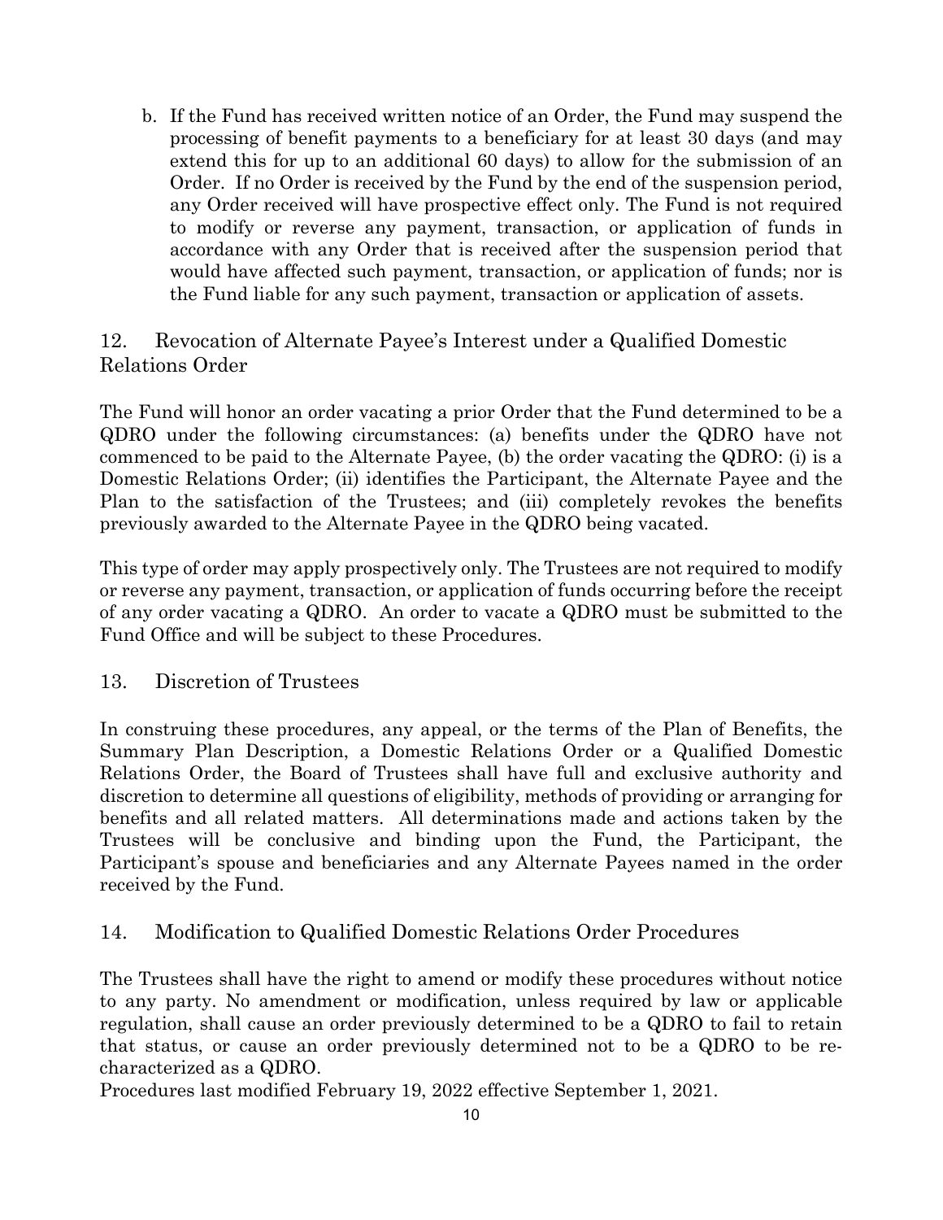b. If the Fund has received written notice of an Order, the Fund may suspend the processing of benefit payments to a beneficiary for at least 30 days (and may extend this for up to an additional 60 days) to allow for the submission of an Order. If no Order is received by the Fund by the end of the suspension period, any Order received will have prospective effect only. The Fund is not required to modify or reverse any payment, transaction, or application of funds in accordance with any Order that is received after the suspension period that would have affected such payment, transaction, or application of funds; nor is the Fund liable for any such payment, transaction or application of assets.

## 12. Revocation of Alternate Payee's Interest under a Qualified Domestic Relations Order

The Fund will honor an order vacating a prior Order that the Fund determined to be a QDRO under the following circumstances: (a) benefits under the QDRO have not commenced to be paid to the Alternate Payee, (b) the order vacating the QDRO: (i) is a Domestic Relations Order; (ii) identifies the Participant, the Alternate Payee and the Plan to the satisfaction of the Trustees; and (iii) completely revokes the benefits previously awarded to the Alternate Payee in the QDRO being vacated.

This type of order may apply prospectively only. The Trustees are not required to modify or reverse any payment, transaction, or application of funds occurring before the receipt of any order vacating a QDRO. An order to vacate a QDRO must be submitted to the Fund Office and will be subject to these Procedures.

## 13. Discretion of Trustees

In construing these procedures, any appeal, or the terms of the Plan of Benefits, the Summary Plan Description, a Domestic Relations Order or a Qualified Domestic Relations Order, the Board of Trustees shall have full and exclusive authority and discretion to determine all questions of eligibility, methods of providing or arranging for benefits and all related matters. All determinations made and actions taken by the Trustees will be conclusive and binding upon the Fund, the Participant, the Participant's spouse and beneficiaries and any Alternate Payees named in the order received by the Fund.

## 14. Modification to Qualified Domestic Relations Order Procedures

The Trustees shall have the right to amend or modify these procedures without notice to any party. No amendment or modification, unless required by law or applicable regulation, shall cause an order previously determined to be a QDRO to fail to retain that status, or cause an order previously determined not to be a QDRO to be re-characterized as a QDRO.

Procedures last modified February 19, 2022 effective September 1, 2021.